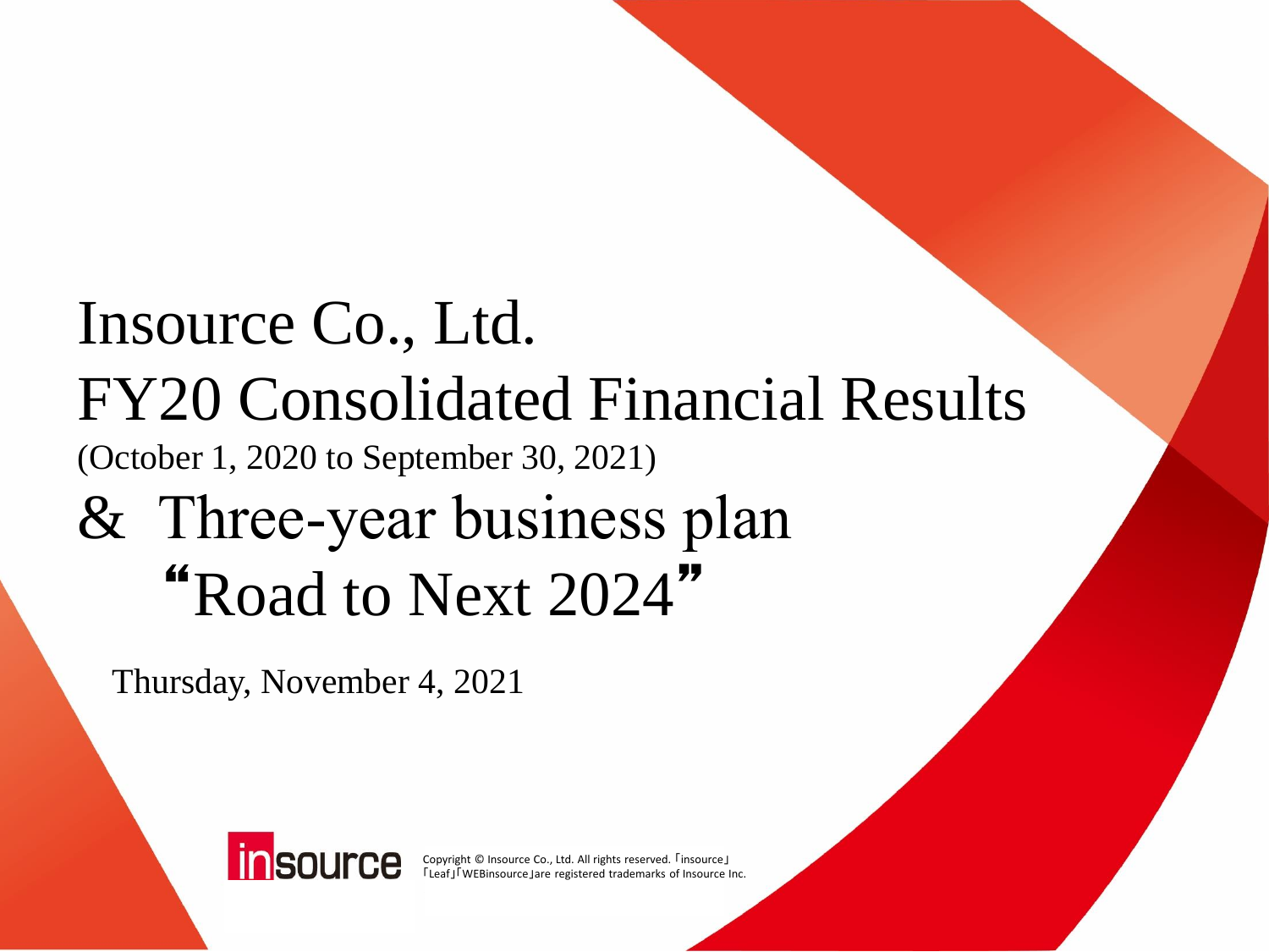# Insource Co., Ltd.

# FY20 Consolidated Financial Results

(October 1, 2020 to September 30, 2021)

# & Three-year business plan "Road to Next 2024"

Thursday, November 4, 2021

Copyright © Insource Co., Ltd. All rights reserved. 「insource」「Leaf」「WEBinsource」are registered trademarks of Insource Inc.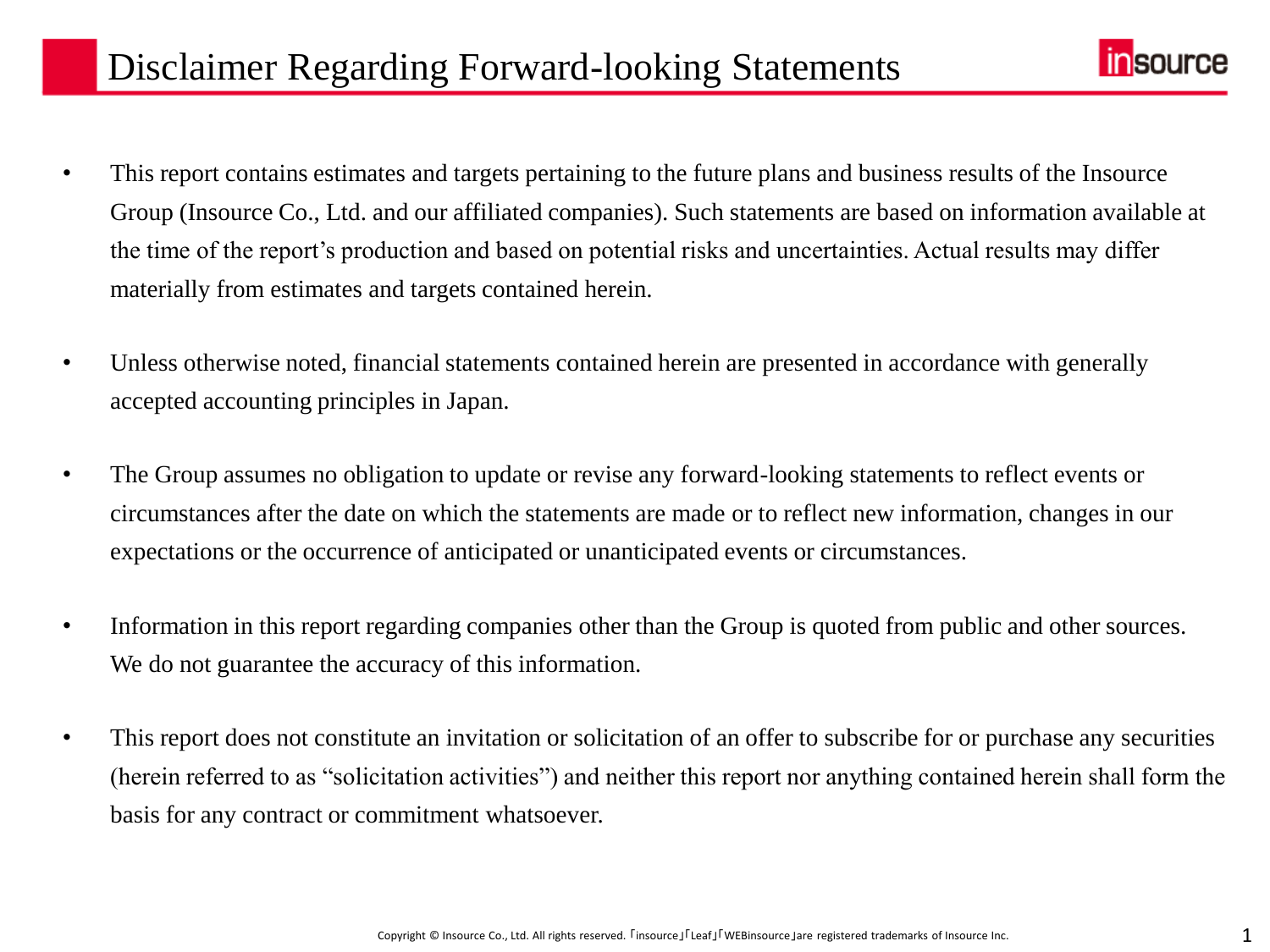# Disclaimer Regarding Forward-looking Statements

- This report contains estimates and targets pertaining to the future plans and business results of the Insource Group (Insource Co., Ltd. and our affiliated companies). Such statements are based on information available at the time of the report's production and based on potential risks and uncertainties. Actual results may differ materially from estimates and targets contained herein.

- Unless otherwise noted, financial statements contained herein are presented in accordance with generally accepted accounting principles in Japan.

- The Group assumes no obligation to update or revise any forward-looking statements to reflect events or circumstances after the date on which the statements are made or to reflect new information, changes in our expectations or the occurrence of anticipated or unanticipated events or circumstances.

- Information in this report regarding companies other than the Group is quoted from public and other sources. We do not guarantee the accuracy of this information.

- This report does not constitute an invitation or solicitation of an offer to subscribe for or purchase any securities (herein referred to as "solicitation activities") and neither this report nor anything contained herein shall form the basis for any contract or commitment whatsoever.

Copyright © Insource Co., Ltd. All rights reserved. 「insource」「Leaf」「WEBinsource」are registered trademarks of Insource Inc.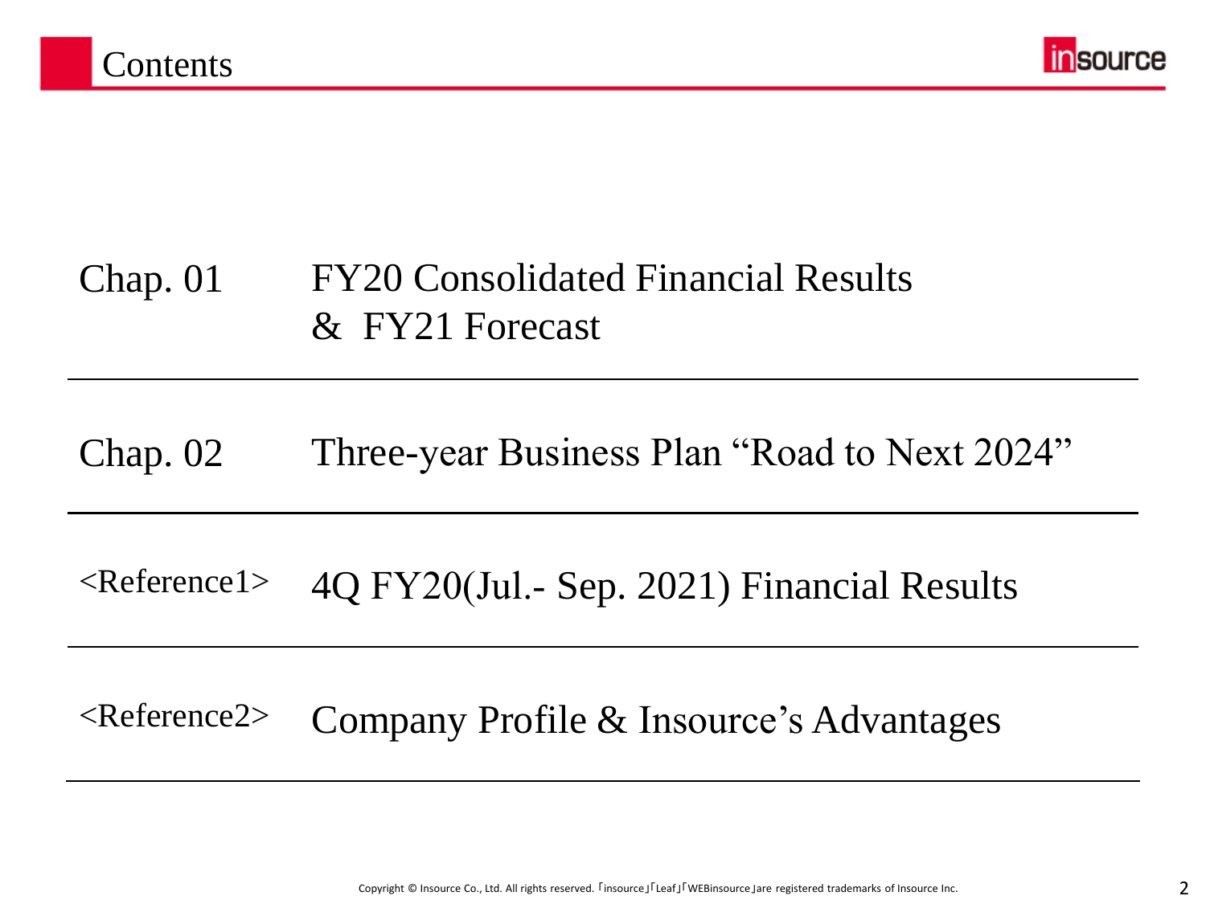# Contents

| | |
|---|---|
| Chap. 01 | FY20 Consolidated Financial Results & FY21 Forecast |
| Chap. 02 | Three-year Business Plan “Road to Next 2024” |
| <Reference1> | 4Q FY20(Jul.- Sep. 2021) Financial Results |
| <Reference2> | Company Profile & Insource’s Advantages |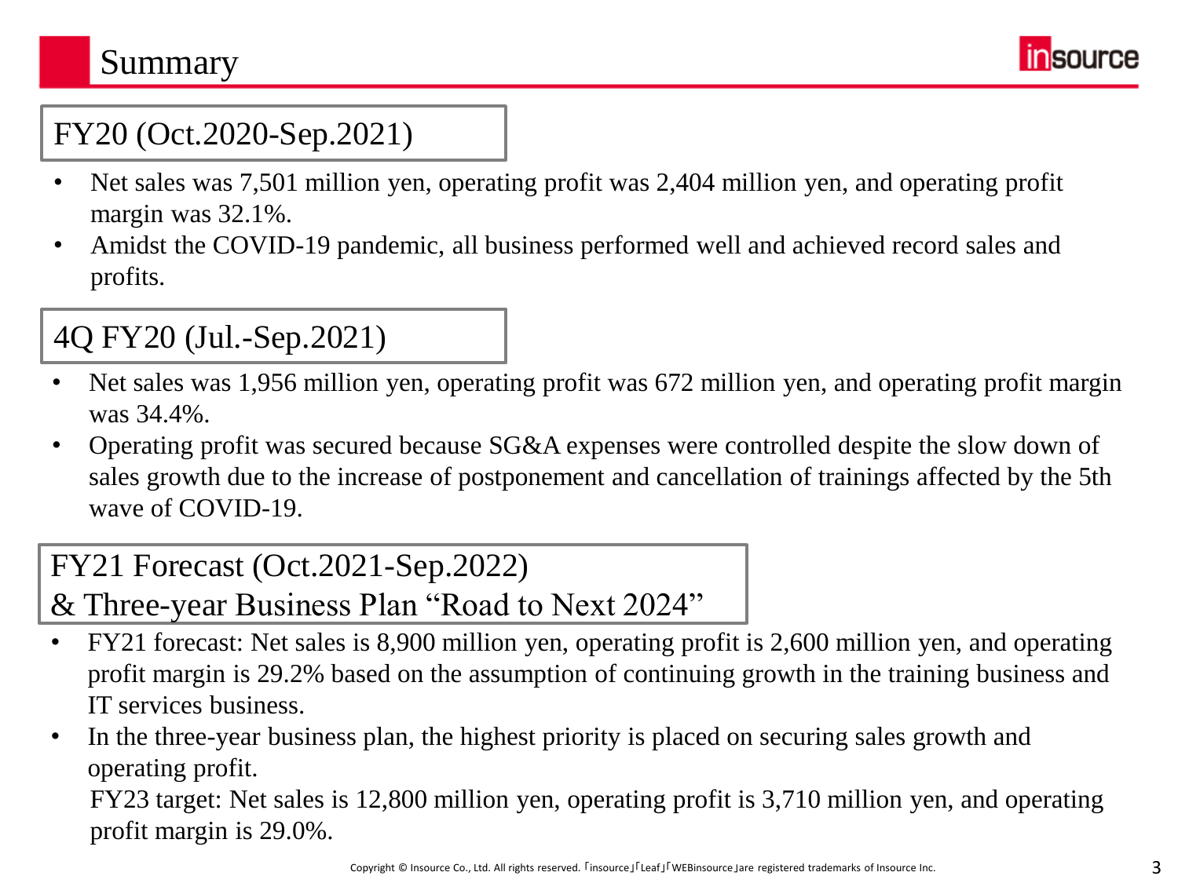# Summary

## FY20 (Oct.2020-Sep.2021)

- Net sales was 7,501 million yen, operating profit was 2,404 million yen, and operating profit margin was 32.1%.
- Amidst the COVID-19 pandemic, all business performed well and achieved record sales and profits.

## 4Q FY20 (Jul.-Sep.2021)

- Net sales was 1,956 million yen, operating profit was 672 million yen, and operating profit margin was 34.4%.
- Operating profit was secured because SG&A expenses were controlled despite the slow down of sales growth due to the increase of postponement and cancellation of trainings affected by the 5th wave of COVID-19.

## FY21 Forecast (Oct.2021-Sep.2022) & Three-year Business Plan "Road to Next 2024"

- FY21 forecast: Net sales is 8,900 million yen, operating profit is 2,600 million yen, and operating profit margin is 29.2% based on the assumption of continuing growth in the training business and IT services business.
- In the three-year business plan, the highest priority is placed on securing sales growth and operating profit.

  FY23 target: Net sales is 12,800 million yen, operating profit is 3,710 million yen, and operating profit margin is 29.0%.

Copyright © Insource Co., Ltd. All rights reserved. 「insource」「Leaf」「WEBinsource」are registered trademarks of Insource Inc.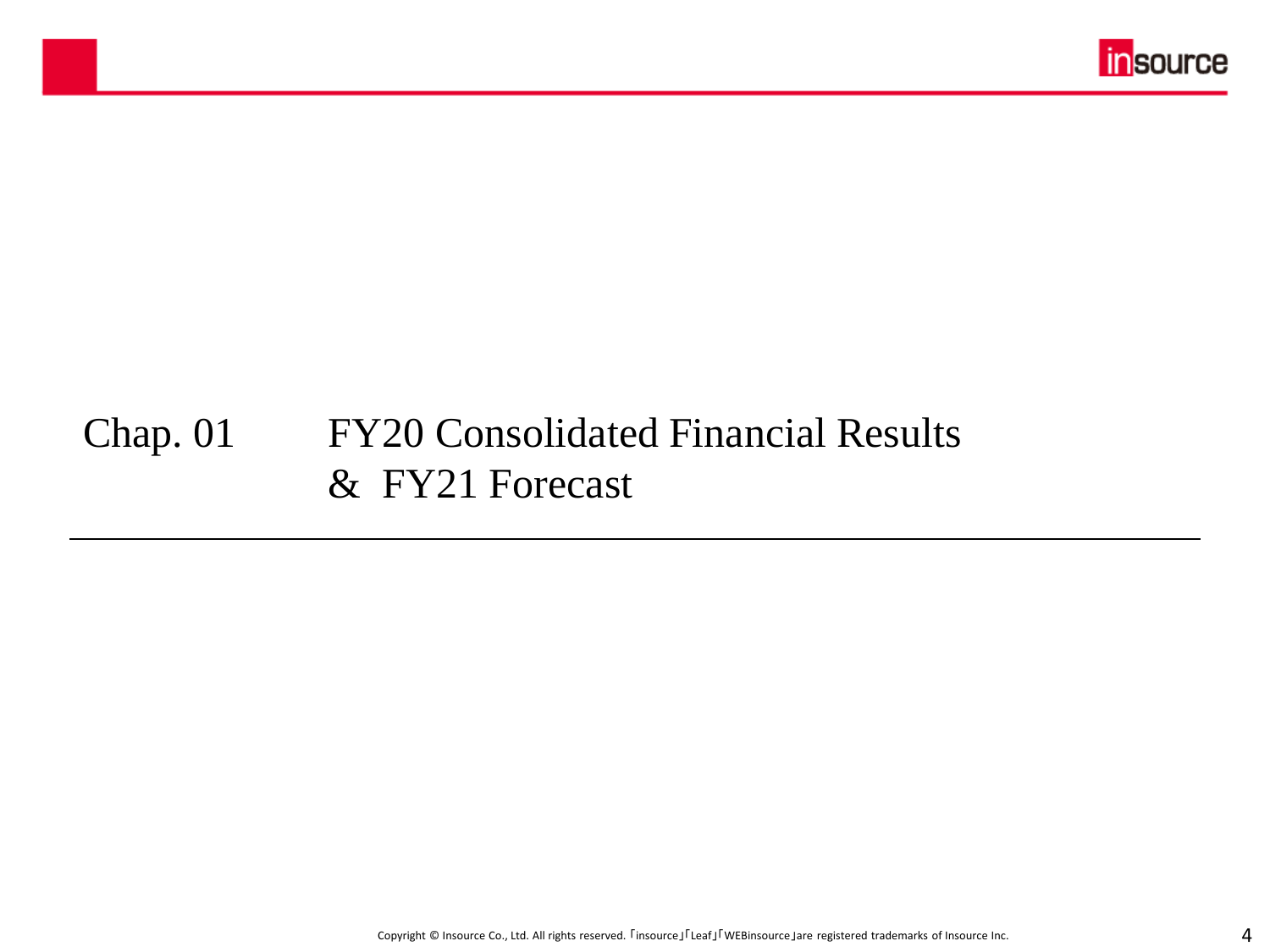# Chap. 01 FY20 Consolidated Financial Results & FY21 Forecast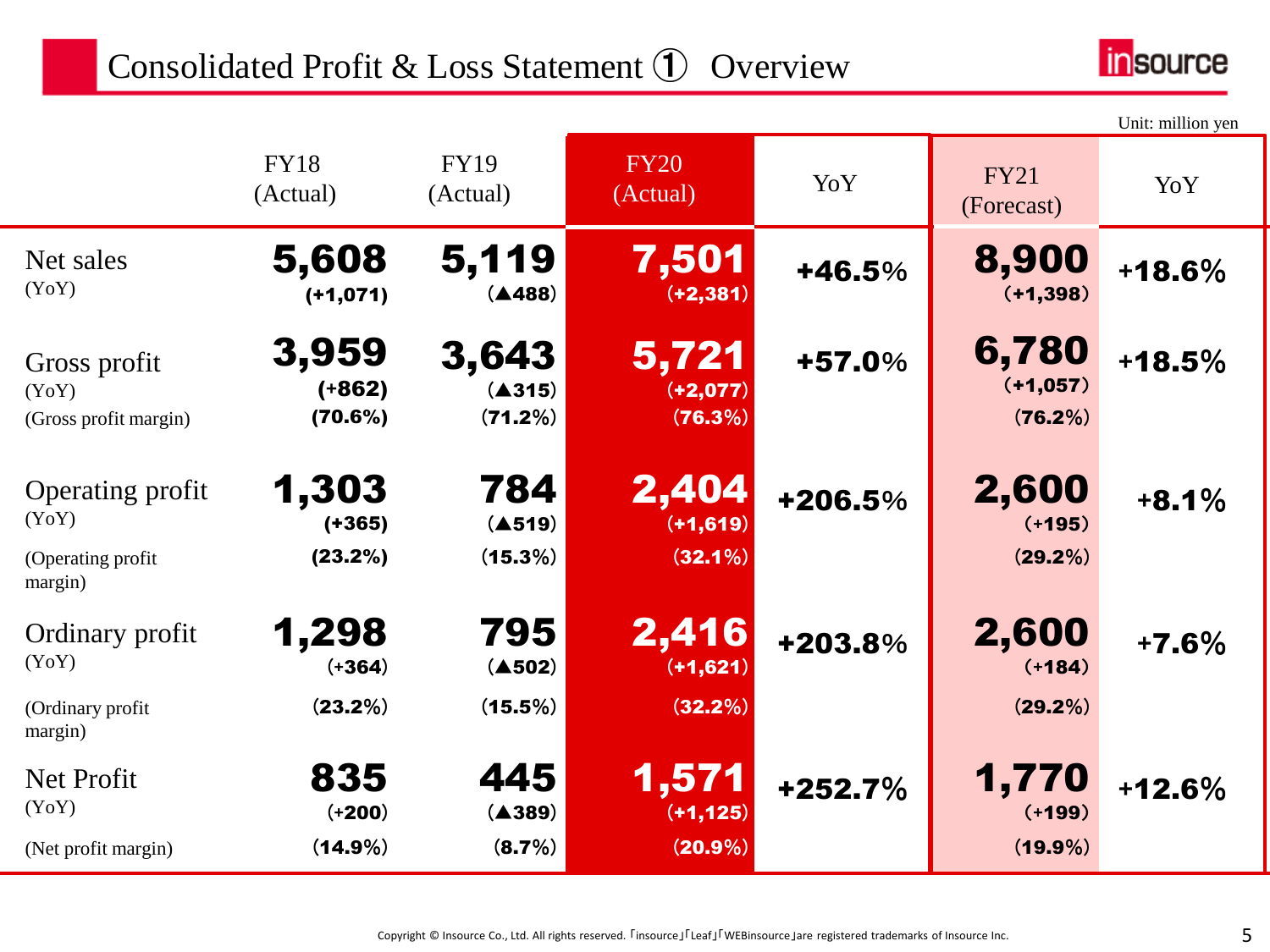# Consolidated Profit & Loss Statement ① Overview

Unit: million yen

| | FY18 (Actual) | FY19 (Actual) | FY20 (Actual) | YoY | FY21 (Forecast) | YoY |
|---|---|---|---|---|---|---|
| Net sales<br>(YoY) | **5,608**<br>(+1,071) | **5,119**<br>(▲488) | **7,501**<br>(+2,381) | +46.5% | **8,900**<br>(+1,398) | +18.6% |
| Gross profit<br>(YoY)<br>(Gross profit margin) | **3,959**<br>(+862)<br>(70.6%) | **3,643**<br>(▲315)<br>(71.2%) | **5,721**<br>(+2,077)<br>(76.3%) | +57.0% | **6,780**<br>(+1,057)<br>(76.2%) | +18.5% |
| Operating profit<br>(YoY)<br>(Operating profit margin) | **1,303**<br>(+365)<br>(23.2%) | **784**<br>(▲519)<br>(15.3%) | **2,404**<br>(+1,619)<br>(32.1%) | +206.5% | **2,600**<br>(+195)<br>(29.2%) | +8.1% |
| Ordinary profit<br>(YoY)<br>(Ordinary profit margin) | **1,298**<br>(+364)<br>(23.2%) | **795**<br>(▲502)<br>(15.5%) | **2,416**<br>(+1,621)<br>(32.2%) | +203.8% | **2,600**<br>(+184)<br>(29.2%) | +7.6% |
| Net Profit<br>(YoY)<br>(Net profit margin) | **835**<br>(+200)<br>(14.9%) | **445**<br>(▲389)<br>(8.7%) | **1,571**<br>(+1,125)<br>(20.9%) | +252.7% | **1,770**<br>(+199)<br>(19.9%) | +12.6% |

Copyright © Insource Co., Ltd. All rights reserved. 「insource」「Leaf」「WEBinsource」are registered trademarks of Insource Inc.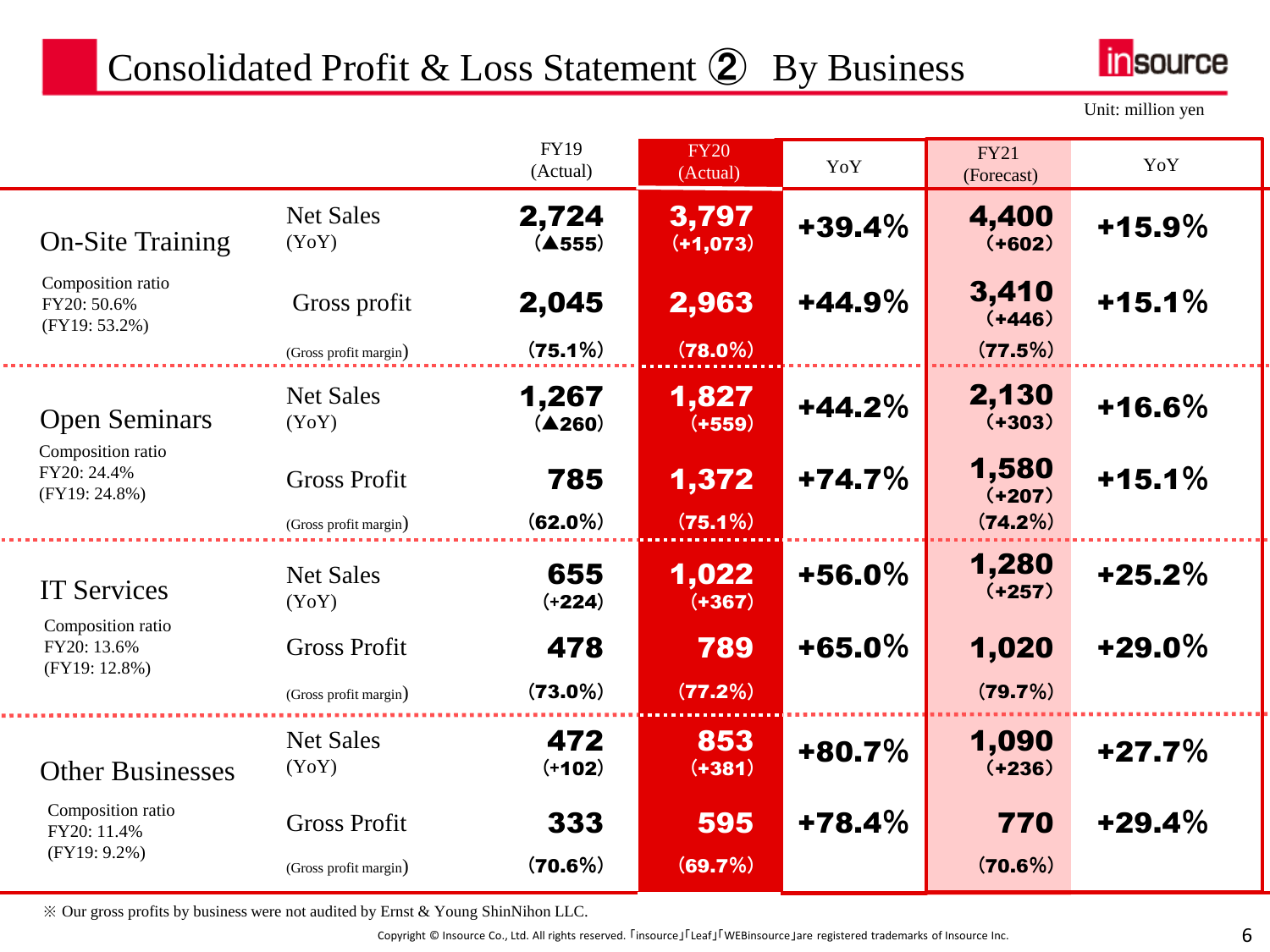# Consolidated Profit & Loss Statement ② By Business

Unit: million yen

| | | FY19 (Actual) | FY20 (Actual) | YoY | FY21 (Forecast) | YoY |
|---|---|---|---|---|---|---|
| **On-Site Training**<br>Composition ratio<br>FY20: 50.6%<br>(FY19: 53.2%) | Net Sales<br>(YoY) | 2,724<br>(▲555) | 3,797<br>(+1,073) | +39.4% | 4,400<br>(+602) | +15.9% |
| | Gross profit | 2,045 | 2,963 | +44.9% | 3,410<br>(+446) | +15.1% |
| | (Gross profit margin) | (75.1%) | (78.0%) | | (77.5%) | |
| **Open Seminars**<br>Composition ratio<br>FY20: 24.4%<br>(FY19: 24.8%) | Net Sales<br>(YoY) | 1,267<br>(▲260) | 1,827<br>(+559) | +44.2% | 2,130<br>(+303) | +16.6% |
| | Gross Profit | 785 | 1,372 | +74.7% | 1,580<br>(+207) | +15.1% |
| | (Gross profit margin) | (62.0%) | (75.1%) | | (74.2%) | |
| **IT Services**<br>Composition ratio<br>FY20: 13.6%<br>(FY19: 12.8%) | Net Sales<br>(YoY) | 655<br>(+224) | 1,022<br>(+367) | +56.0% | 1,280<br>(+257) | +25.2% |
| | Gross Profit | 478 | 789 | +65.0% | 1,020 | +29.0% |
| | (Gross profit margin) | (73.0%) | (77.2%) | | (79.7%) | |
| **Other Businesses**<br>Composition ratio<br>FY20: 11.4%<br>(FY19: 9.2%) | Net Sales<br>(YoY) | 472<br>(+102) | 853<br>(+381) | +80.7% | 1,090<br>(+236) | +27.7% |
| | Gross Profit | 333 | 595 | +78.4% | 770 | +29.4% |
| | (Gross profit margin) | (70.6%) | (69.7%) | | (70.6%) | |

※ Our gross profits by business were not audited by Ernst & Young ShinNihon LLC.

Copyright © Insource Co., Ltd. All rights reserved. 「insource」「Leaf」「WEBinsource」are registered trademarks of Insource Inc.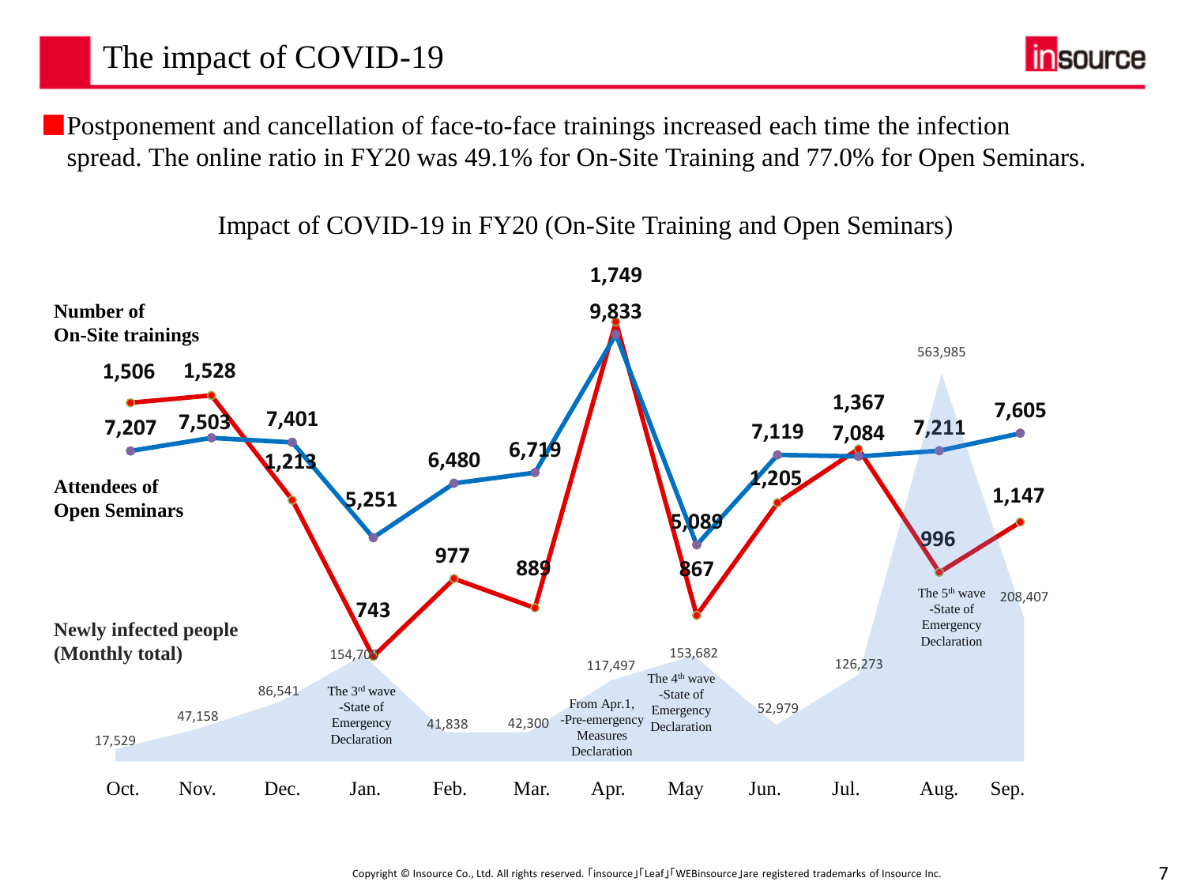# The impact of COVID-19

- Postponement and cancellation of face-to-face trainings increased each time the infection spread. The online ratio in FY20 was 49.1% for On-Site Training and 77.0% for Open Seminars.

Impact of COVID-19 in FY20 (On-Site Training and Open Seminars)

| | Oct. | Nov. | Dec. | Jan. | Feb. | Mar. | Apr. | May | Jun. | Jul. | Aug. | Sep. |
|---|---|---|---|---|---|---|---|---|---|---|---|---|
| Number of On-Site trainings | 1,506 | 1,528 | 1,213 | 743 | 977 | 889 | 1,749 | 867 | 1,205 | 1,367 | 996 | 1,147 |
| Attendees of Open Seminars | 7,207 | 7,503 | 7,401 | 5,251 | 6,480 | 6,719 | 9,833 | 5,089 | 7,119 | 7,084 | 7,211 | 7,605 |
| Newly infected people (Monthly total) | 17,529 | 47,158 | 86,541 | 154,700 | 41,838 | 42,300 | 117,497 | 153,682 | 52,979 | 126,273 | 563,985 | 208,407 |

- Jan.: The 3rd wave -State of Emergency Declaration
- Apr.: From Apr.1, -Pre-emergency Measures Declaration
- May: The 4th wave -State of Emergency Declaration
- Aug.: The 5th wave -State of Emergency Declaration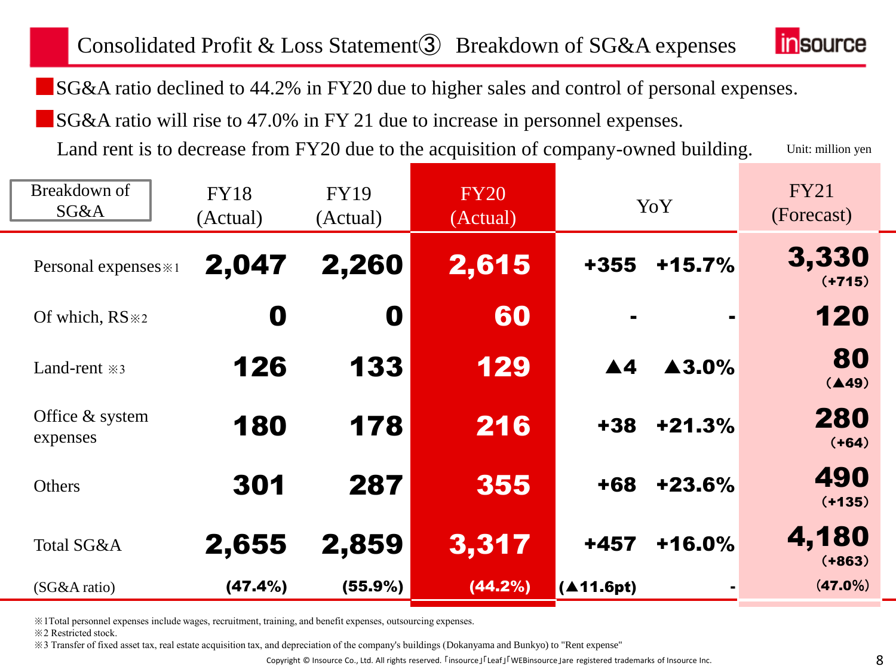# Consolidated Profit & Loss Statement③ Breakdown of SG&A expenses

- SG&A ratio declined to 44.2% in FY20 due to higher sales and control of personal expenses.
- SG&A ratio will rise to 47.0% in FY 21 due to increase in personnel expenses.
  Land rent is to decrease from FY20 due to the acquisition of company-owned building.

Unit: million yen

| Breakdown of SG&A | FY18 (Actual) | FY19 (Actual) | FY20 (Actual) | YoY | | FY21 (Forecast) |
|---|---|---|---|---|---|---|
| Personal expenses※1 | 2,047 | 2,260 | 2,615 | +355 | +15.7% | 3,330 (+715) |
| Of which, RS※2 | 0 | 0 | 60 | - | - | 120 |
| Land-rent ※3 | 126 | 133 | 129 | ▲4 | ▲3.0% | 80 (▲49) |
| Office & system expenses | 180 | 178 | 216 | +38 | +21.3% | 280 (+64) |
| Others | 301 | 287 | 355 | +68 | +23.6% | 490 (+135) |
| Total SG&A | 2,655 | 2,859 | 3,317 | +457 | +16.0% | 4,180 (+863) |
| (SG&A ratio) | (47.4%) | (55.9%) | (44.2%) | (▲11.6pt) | - | (47.0%) |

※1Total personnel expenses include wages, recruitment, training, and benefit expenses, outsourcing expenses.
※2 Restricted stock.
※3 Transfer of fixed asset tax, real estate acquisition tax, and depreciation of the company's buildings (Dokanyama and Bunkyo) to "Rent expense"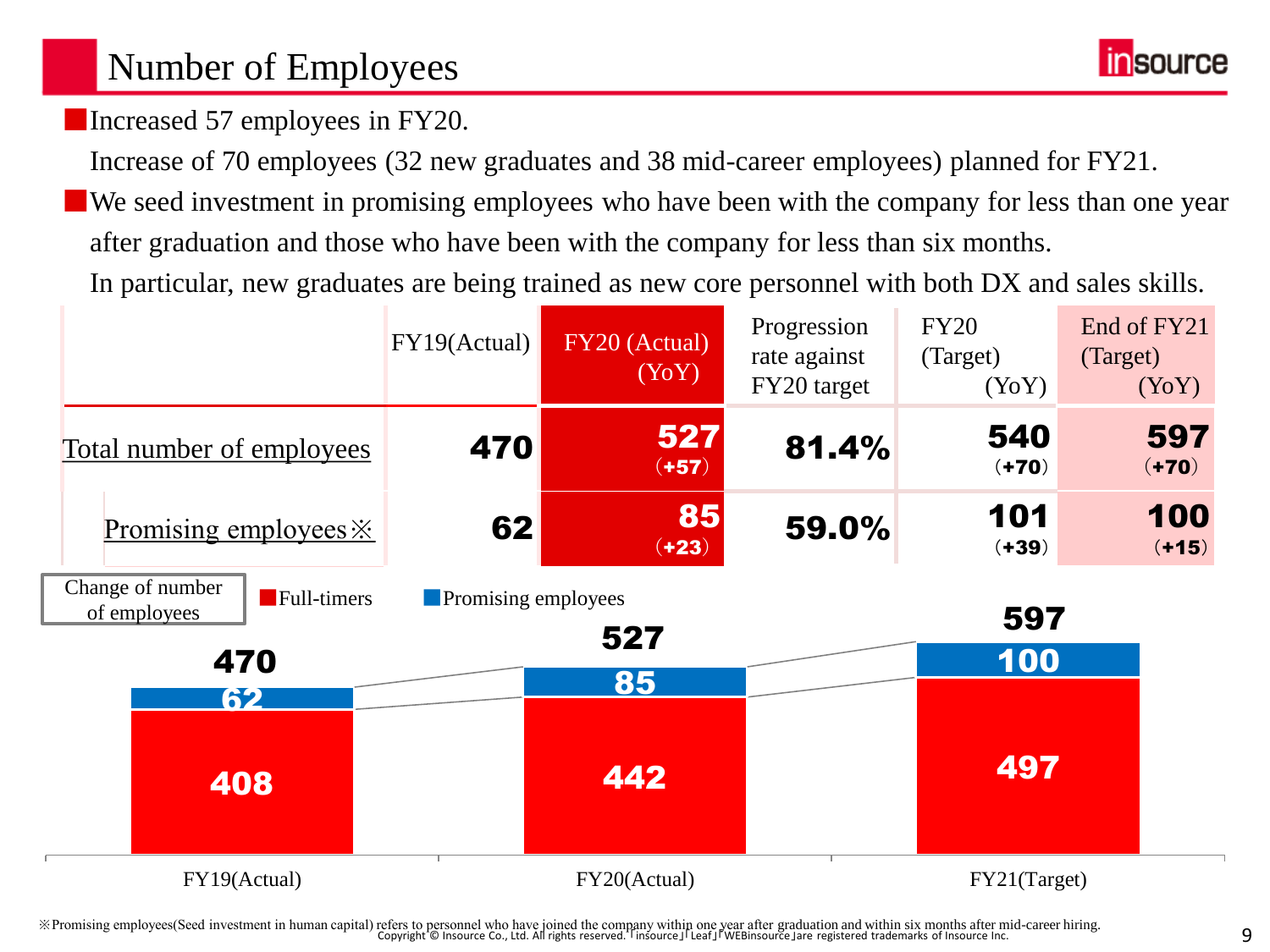# Number of Employees

- Increased 57 employees in FY20.
  Increase of 70 employees (32 new graduates and 38 mid-career employees) planned for FY21.
- We seed investment in promising employees who have been with the company for less than one year after graduation and those who have been with the company for less than six months.
  In particular, new graduates are being trained as new core personnel with both DX and sales skills.

| | FY19(Actual) | FY20 (Actual) (YoY) | Progression rate against FY20 target | FY20 (Target) (YoY) | End of FY21 (Target) (YoY) |
|---|---|---|---|---|---|
| Total number of employees | 470 | 527 (+57) | 81.4% | 540 (+70) | 597 (+70) |
| Promising employees※ | 62 | 85 (+23) | 59.0% | 101 (+39) | 100 (+15) |

**Change of number of employees**

| | FY19(Actual) | FY20(Actual) | FY21(Target) |
|---|---|---|---|
| Full-timers | 408 | 442 | 497 |
| Promising employees | 62 | 85 | 100 |
| Total | 470 | 527 | 597 |

※Promising employees(Seed investment in human capital) refers to personnel who have joined the company within one year after graduation and within six months after mid-career hiring.

Copyright © Insource Co., Ltd. All rights reserved.「insource」「Leaf」「WEBinsource」are registered trademarks of Insource Inc.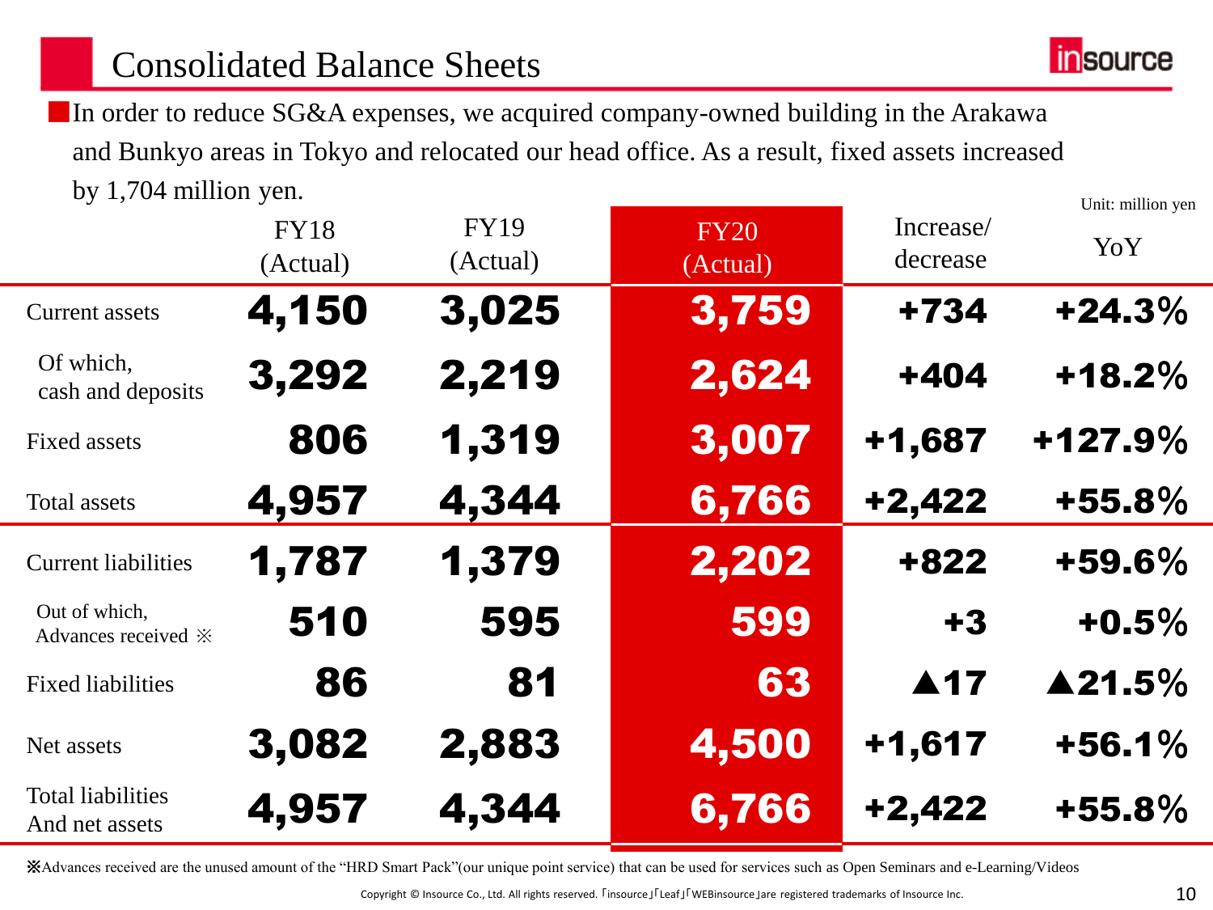# Consolidated Balance Sheets

- In order to reduce SG&A expenses, we acquired company-owned building in the Arakawa and Bunkyo areas in Tokyo and relocated our head office. As a result, fixed assets increased by 1,704 million yen.

Unit: million yen

| | FY18 (Actual) | FY19 (Actual) | FY20 (Actual) | Increase/ decrease | YoY |
|---|---|---|---|---|---|
| Current assets | 4,150 | 3,025 | 3,759 | +734 | +24.3% |
| Of which, cash and deposits | 3,292 | 2,219 | 2,624 | +404 | +18.2% |
| Fixed assets | 806 | 1,319 | 3,007 | +1,687 | +127.9% |
| Total assets | 4,957 | 4,344 | 6,766 | +2,422 | +55.8% |
| Current liabilities | 1,787 | 1,379 | 2,202 | +822 | +59.6% |
| Out of which, Advances received ※ | 510 | 595 | 599 | +3 | +0.5% |
| Fixed liabilities | 86 | 81 | 63 | ▲17 | ▲21.5% |
| Net assets | 3,082 | 2,883 | 4,500 | +1,617 | +56.1% |
| Total liabilities And net assets | 4,957 | 4,344 | 6,766 | +2,422 | +55.8% |

※Advances received are the unused amount of the "HRD Smart Pack"(our unique point service) that can be used for services such as Open Seminars and e-Learning/Videos

Copyright © Insource Co., Ltd. All rights reserved. 「insource」「Leaf」「WEBinsource」are registered trademarks of Insource Inc.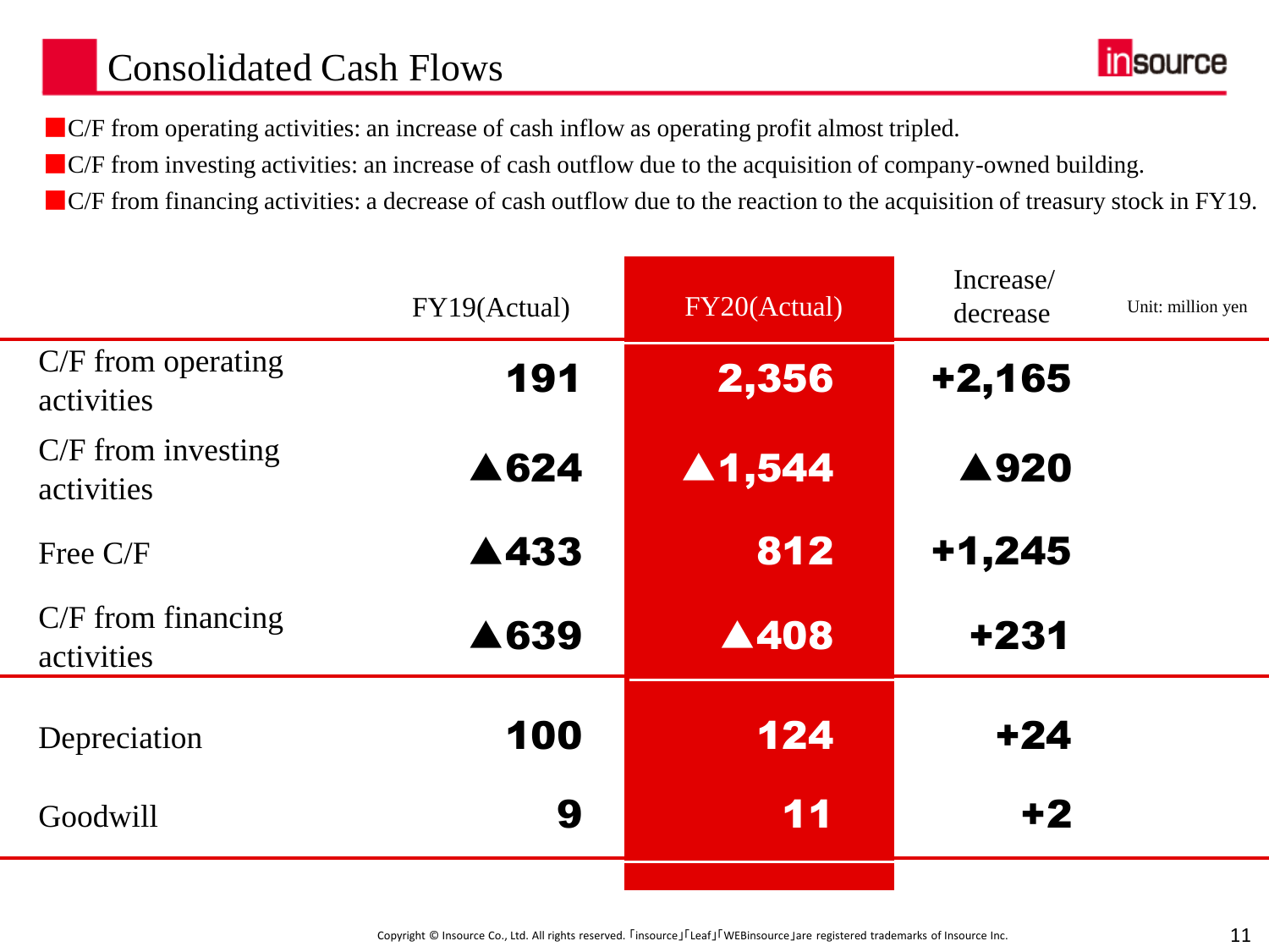# Consolidated Cash Flows

- C/F from operating activities: an increase of cash inflow as operating profit almost tripled.
- C/F from investing activities: an increase of cash outflow due to the acquisition of company-owned building.
- C/F from financing activities: a decrease of cash outflow due to the reaction to the acquisition of treasury stock in FY19.

Unit: million yen

| | FY19(Actual) | FY20(Actual) | Increase/ decrease |
|---|---|---|---|
| C/F from operating activities | 191 | 2,356 | +2,165 |
| C/F from investing activities | ▲624 | ▲1,544 | ▲920 |
| Free C/F | ▲433 | 812 | +1,245 |
| C/F from financing activities | ▲639 | ▲408 | +231 |
| Depreciation | 100 | 124 | +24 |
| Goodwill | 9 | 11 | +2 |

Copyright © Insource Co., Ltd. All rights reserved. 「insource」「Leaf」「WEBinsource」are registered trademarks of Insource Inc.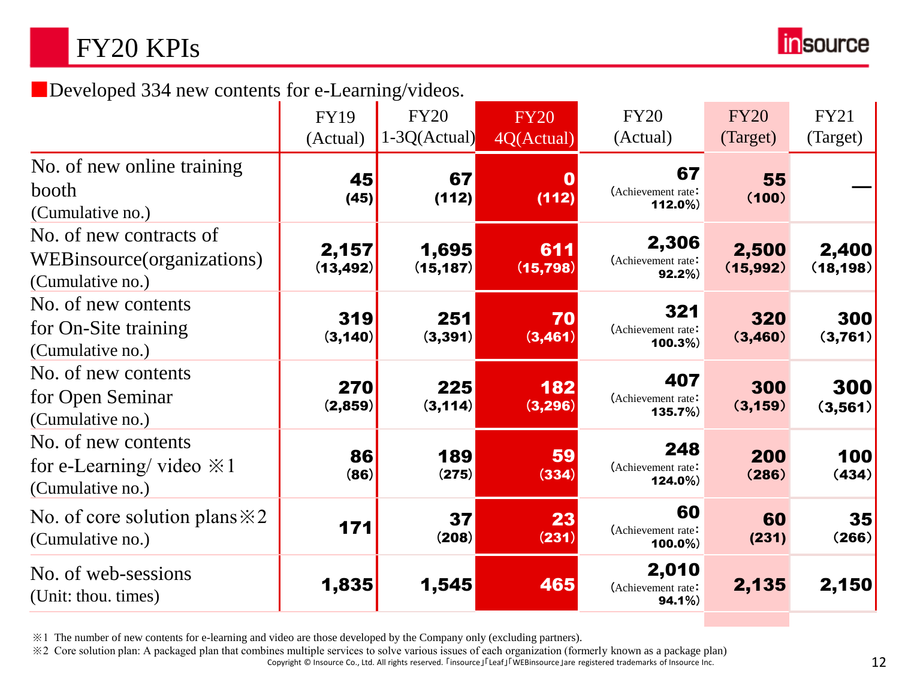# FY20 KPIs

■Developed 334 new contents for e-Learning/videos.

| | FY19 (Actual) | FY20 1-3Q(Actual) | FY20 4Q(Actual) | FY20 (Actual) | FY20 (Target) | FY21 (Target) |
|---|---|---|---|---|---|---|
| No. of new online training booth (Cumulative no.) | **45** (45) | **67** (112) | **0** (112) | **67** (Achievement rate: 112.0%) | **55** (100) | — |
| No. of new contracts of WEBinsource(organizations) (Cumulative no.) | **2,157** (13,492) | **1,695** (15,187) | **611** (15,798) | **2,306** (Achievement rate: 92.2%) | **2,500** (15,992) | **2,400** (18,198) |
| No. of new contents for On-Site training (Cumulative no.) | **319** (3,140) | **251** (3,391) | **70** (3,461) | **321** (Achievement rate: 100.3%) | **320** (3,460) | **300** (3,761) |
| No. of new contents for Open Seminar (Cumulative no.) | **270** (2,859) | **225** (3,114) | **182** (3,296) | **407** (Achievement rate: 135.7%) | **300** (3,159) | **300** (3,561) |
| No. of new contents for e-Learning/ video ※1 (Cumulative no.) | **86** (86) | **189** (275) | **59** (334) | **248** (Achievement rate: 124.0%) | **200** (286) | **100** (434) |
| No. of core solution plans※2 (Cumulative no.) | **171** | **37** (208) | **23** (231) | **60** (Achievement rate: 100.0%) | **60** (231) | **35** (266) |
| No. of web-sessions (Unit: thou. times) | **1,835** | **1,545** | **465** | **2,010** (Achievement rate: 94.1%) | **2,135** | **2,150** |

※1 The number of new contents for e-learning and video are those developed by the Company only (excluding partners).

※2 Core solution plan: A packaged plan that combines multiple services to solve various issues of each organization (formerly known as a package plan)

Copyright © Insource Co., Ltd. All rights reserved. 「insource」「Leaf」「WEBinsource」are registered trademarks of Insource Inc.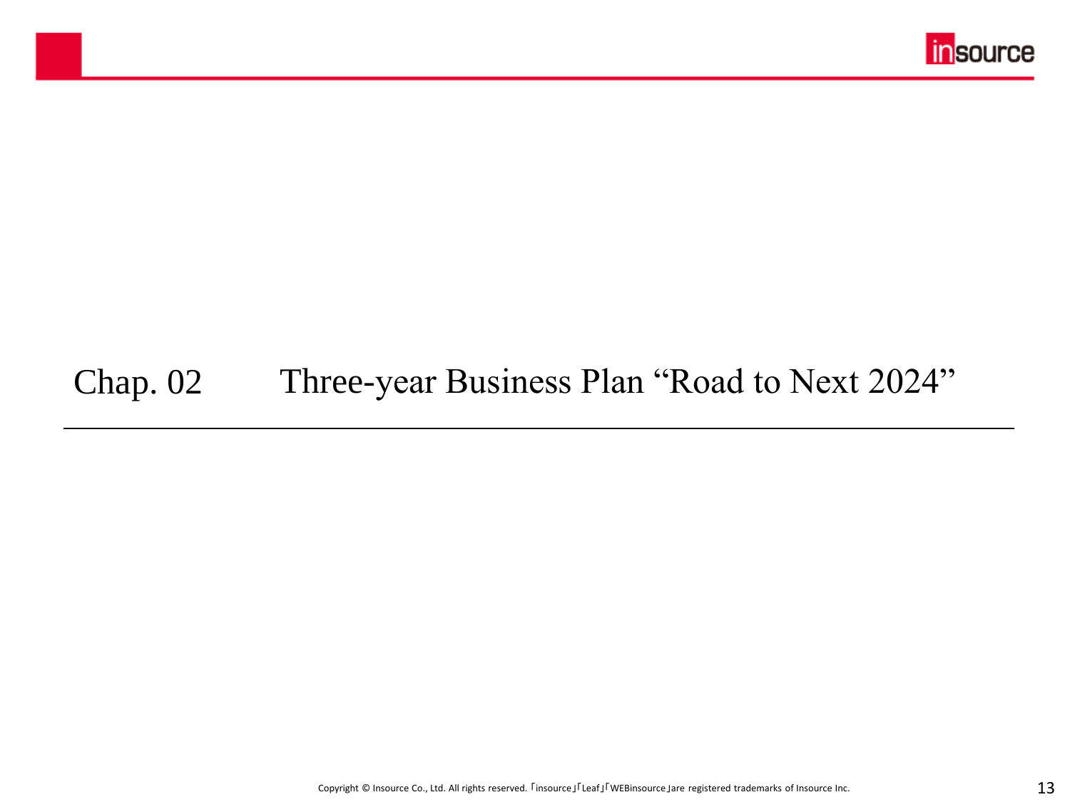# Chap. 02 Three-year Business Plan “Road to Next 2024”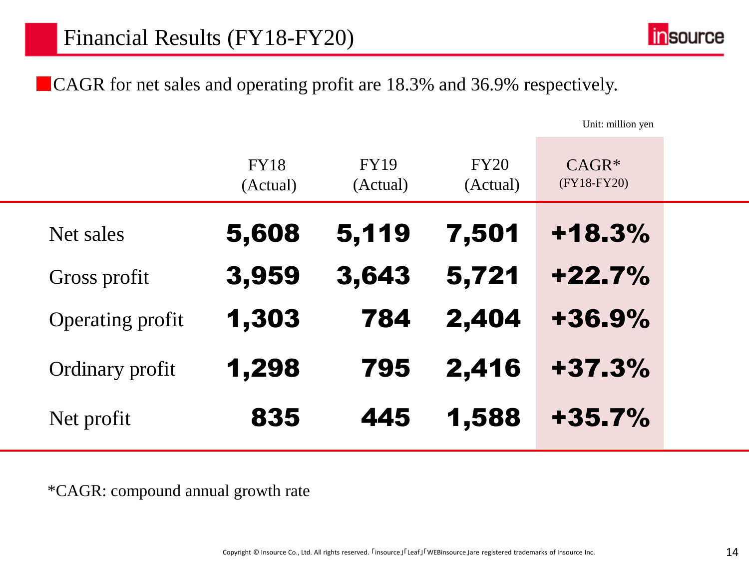# Financial Results (FY18-FY20)

CAGR for net sales and operating profit are 18.3% and 36.9% respectively.

Unit: million yen

| | FY18 (Actual) | FY19 (Actual) | FY20 (Actual) | CAGR* (FY18-FY20) |
|---|---|---|---|---|
| Net sales | **5,608** | **5,119** | **7,501** | **+18.3%** |
| Gross profit | **3,959** | **3,643** | **5,721** | **+22.7%** |
| Operating profit | **1,303** | **784** | **2,404** | **+36.9%** |
| Ordinary profit | **1,298** | **795** | **2,416** | **+37.3%** |
| Net profit | **835** | **445** | **1,588** | **+35.7%** |

*CAGR: compound annual growth rate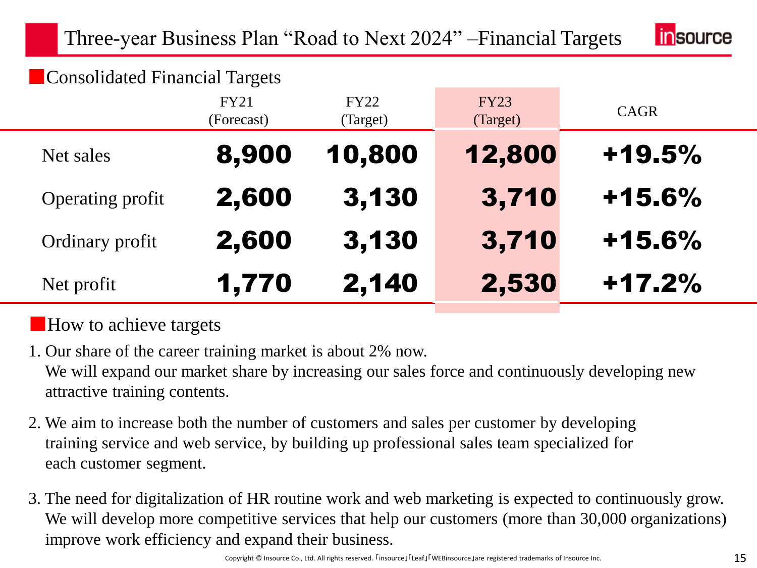# Three-year Business Plan "Road to Next 2024" –Financial Targets

## Consolidated Financial Targets

| | FY21 (Forecast) | FY22 (Target) | FY23 (Target) | CAGR |
|---|---|---|---|---|
| Net sales | **8,900** | **10,800** | **12,800** | **+19.5%** |
| Operating profit | **2,600** | **3,130** | **3,710** | **+15.6%** |
| Ordinary profit | **2,600** | **3,130** | **3,710** | **+15.6%** |
| Net profit | **1,770** | **2,140** | **2,530** | **+17.2%** |

## How to achieve targets

1. Our share of the career training market is about 2% now.
   We will expand our market share by increasing our sales force and continuously developing new attractive training contents.

2. We aim to increase both the number of customers and sales per customer by developing training service and web service, by building up professional sales team specialized for each customer segment.

3. The need for digitalization of HR routine work and web marketing is expected to continuously grow.
   We will develop more competitive services that help our customers (more than 30,000 organizations) improve work efficiency and expand their business.

Copyright © Insource Co., Ltd. All rights reserved. 「insource」「Leaf」「WEBinsource」are registered trademarks of Insource Inc.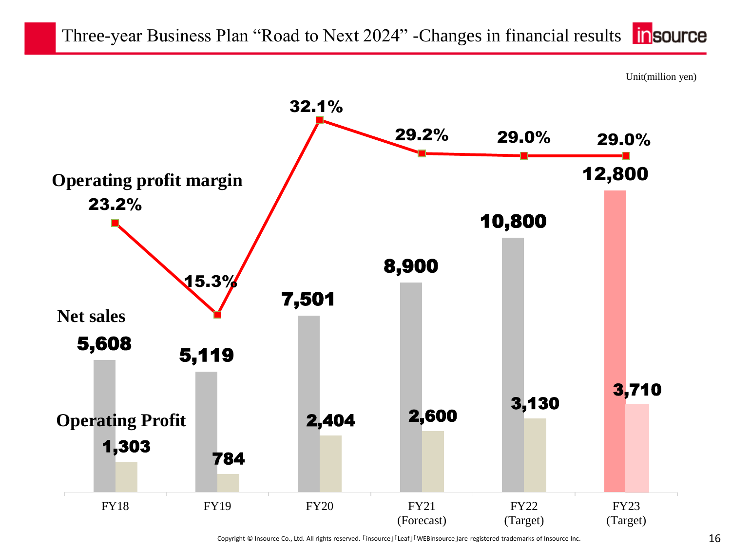# Three-year Business Plan "Road to Next 2024" -Changes in financial results

Unit(million yen)

| | FY18 | FY19 | FY20 | FY21 (Forecast) | FY22 (Target) | FY23 (Target) |
|---|---|---|---|---|---|---|
| Net sales | 5,608 | 5,119 | 7,501 | 8,900 | 10,800 | 12,800 |
| Operating Profit | 1,303 | 784 | 2,404 | 2,600 | 3,130 | 3,710 |
| Operating profit margin | 23.2% | 15.3% | 32.1% | 29.2% | 29.0% | 29.0% |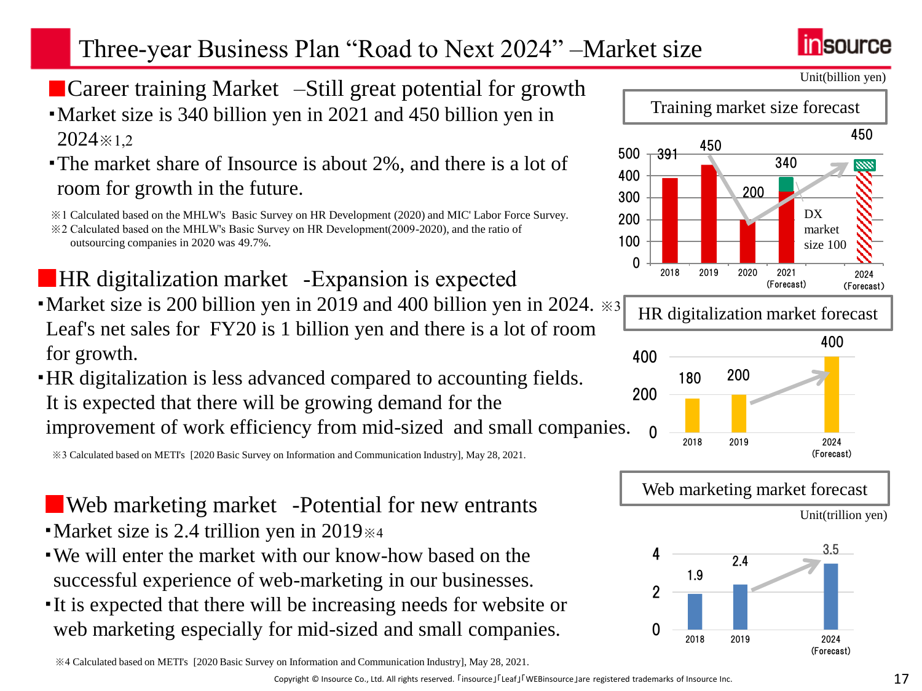# Three-year Business Plan "Road to Next 2024" –Market size

## Career training Market –Still great potential for growth

- Market size is 340 billion yen in 2021 and 450 billion yen in 2024※1,2
- The market share of Insource is about 2%, and there is a lot of room for growth in the future.

※1 Calculated based on the MHLW's Basic Survey on HR Development (2020) and MIC' Labor Force Survey.
※2 Calculated based on the MHLW's Basic Survey on HR Development(2009-2020), and the ratio of outsourcing companies in 2020 was 49.7%.

**Training market size forecast**

Unit(billion yen)

| 2018 | 2019 | 2020 | 2021 (Forecast) | 2024 (Forecast) |
|---|---|---|---|---|
| 391 | 450 | 200 | 340 | 450 |

DX market size 100

## HR digitalization market -Expansion is expected

- Market size is 200 billion yen in 2019 and 400 billion yen in 2024. ※3 Leaf's net sales for FY20 is 1 billion yen and there is a lot of room for growth.
- HR digitalization is less advanced compared to accounting fields. It is expected that there will be growing demand for the improvement of work efficiency from mid-sized and small companies.

※3 Calculated based on METI's [2020 Basic Survey on Information and Communication Industry], May 28, 2021.

**HR digitalization market forecast**

| 2018 | 2019 | 2024 (Forecast) |
|---|---|---|
| 180 | 200 | 400 |

## Web marketing market -Potential for new entrants

- Market size is 2.4 trillion yen in 2019※4
- We will enter the market with our know-how based on the successful experience of web-marketing in our businesses.
- It is expected that there will be increasing needs for website or web marketing especially for mid-sized and small companies.

※4 Calculated based on METI's [2020 Basic Survey on Information and Communication Industry], May 28, 2021.

**Web marketing market forecast**

Unit(trillion yen)

| 2018 | 2019 | 2024 (Forecast) |
|---|---|---|
| 1.9 | 2.4 | 3.5 |

Copyright © Insource Co., Ltd. All rights reserved. 「insource」「Leaf」「WEBinsource」are registered trademarks of Insource Inc.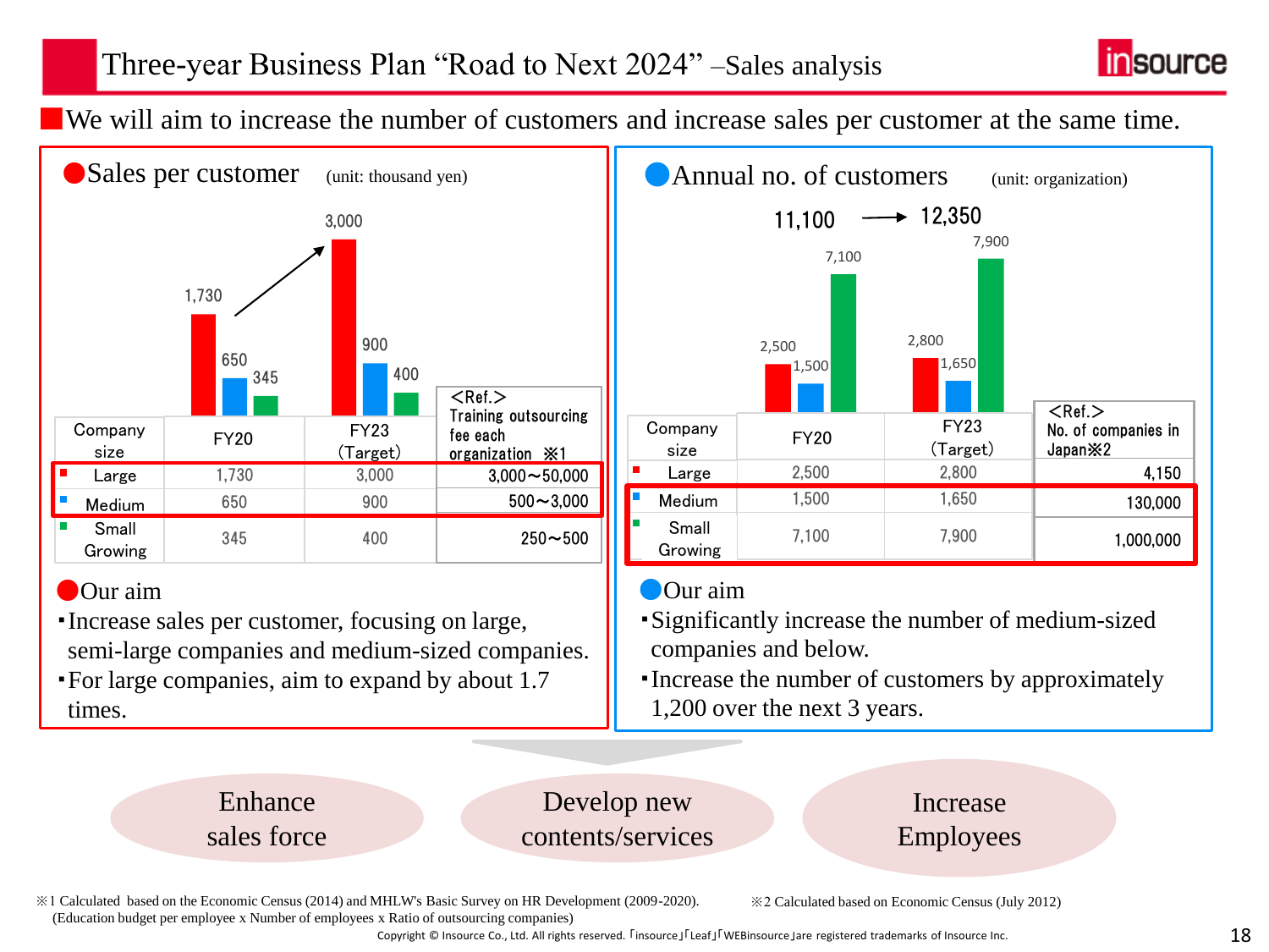# Three-year Business Plan "Road to Next 2024" –Sales analysis

■We will aim to increase the number of customers and increase sales per customer at the same time.

## ●Sales per customer (unit: thousand yen)

| Company size | FY20 | FY23 (Target) | <Ref.> Training outsourcing fee each organization ※1 |
|---|---|---|---|
| Large | 1,730 | 3,000 | 3,000～50,000 |
| Medium | 650 | 900 | 500～3,000 |
| Small Growing | 345 | 400 | 250～500 |

### ●Our aim

- Increase sales per customer, focusing on large, semi-large companies and medium-sized companies.
- For large companies, aim to expand by about 1.7 times.

## ●Annual no. of customers (unit: organization)

11,100 → 12,350

| Company size | FY20 | FY23 (Target) | <Ref.> No. of companies in Japan※2 |
|---|---|---|---|
| Large | 2,500 | 2,800 | 4,150 |
| Medium | 1,500 | 1,650 | 130,000 |
| Small Growing | 7,100 | 7,900 | 1,000,000 |

### ●Our aim

- Significantly increase the number of medium-sized companies and below.
- Increase the number of customers by approximately 1,200 over the next 3 years.

Enhance sales force | Develop new contents/services | Increase Employees

※1 Calculated based on the Economic Census (2014) and MHLW's Basic Survey on HR Development (2009-2020). (Education budget per employee x Number of employees x Ratio of outsourcing companies)

※2 Calculated based on Economic Census (July 2012)

Copyright © Insource Co., Ltd. All rights reserved. 「insource」「Leaf」「WEBinsource」are registered trademarks of Insource Inc.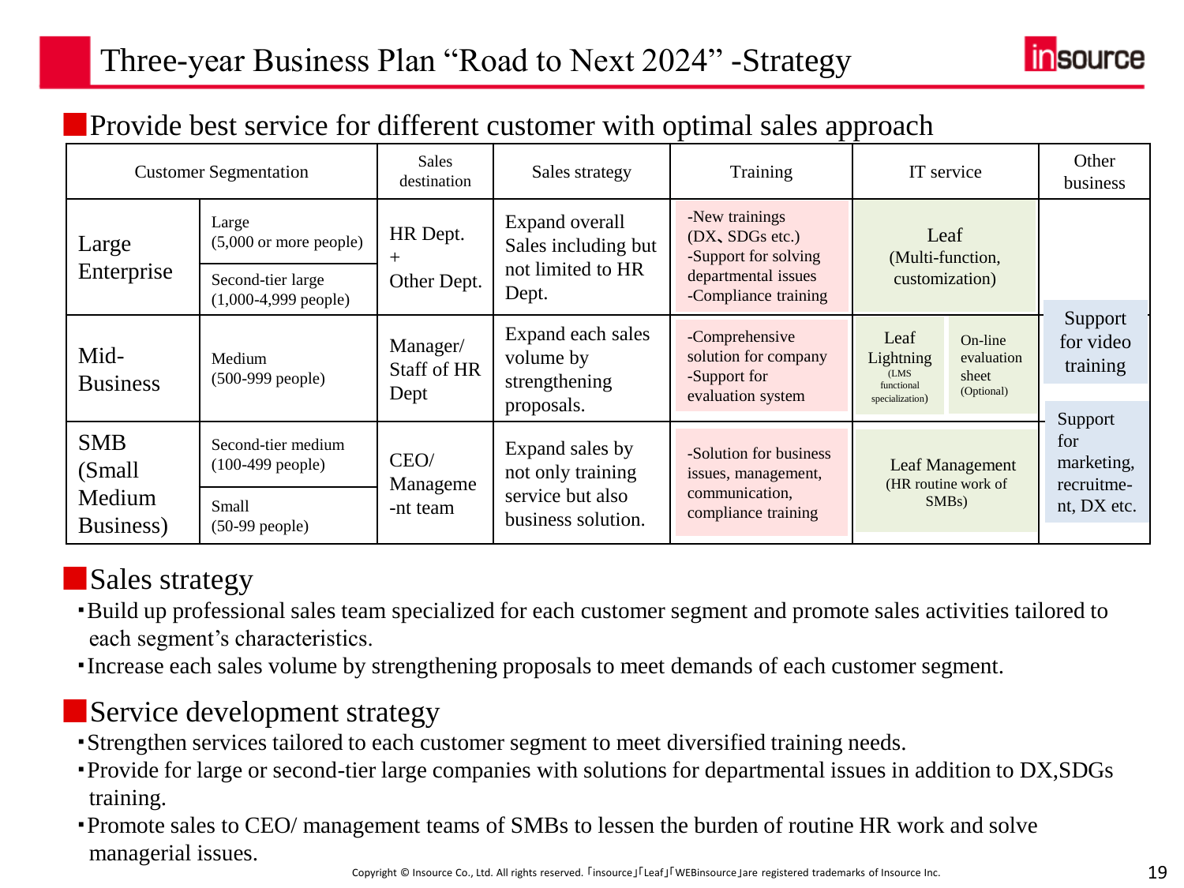# Three-year Business Plan "Road to Next 2024" -Strategy

## Provide best service for different customer with optimal sales approach

| Customer Segmentation | | Sales destination | Sales strategy | Training | IT service | | Other business |
|---|---|---|---|---|---|---|---|
| Large Enterprise | Large (5,000 or more people) | HR Dept. + Other Dept. | Expand overall Sales including but not limited to HR Dept. | -New trainings (DX、SDGs etc.) -Support for solving departmental issues -Compliance training | Leaf (Multi-function, customization) | | |
| | Second-tier large (1,000-4,999 people) | | | | | | Support for video training |
| Mid-Business | Medium (500-999 people) | Manager/ Staff of HR Dept | Expand each sales volume by strengthening proposals. | -Comprehensive solution for company -Support for evaluation system | Leaf Lightning (LMS functional specialization) | On-line evaluation sheet (Optional) | Support for marketing, recruitment, DX etc. |
| SMB (Small Medium Business) | Second-tier medium (100-499 people) | CEO/ Management team | Expand sales by not only training service but also business solution. | -Solution for business issues, management, communication, compliance training | Leaf Management (HR routine work of SMBs) | | |
| | Small (50-99 people) | | | | | | |

## Sales strategy

- Build up professional sales team specialized for each customer segment and promote sales activities tailored to each segment's characteristics.
- Increase each sales volume by strengthening proposals to meet demands of each customer segment.

## Service development strategy

- Strengthen services tailored to each customer segment to meet diversified training needs.
- Provide for large or second-tier large companies with solutions for departmental issues in addition to DX,SDGs training.
- Promote sales to CEO/ management teams of SMBs to lessen the burden of routine HR work and solve managerial issues.

Copyright © Insource Co., Ltd. All rights reserved.「insource」「Leaf」「WEBinsource」are registered trademarks of Insource Inc.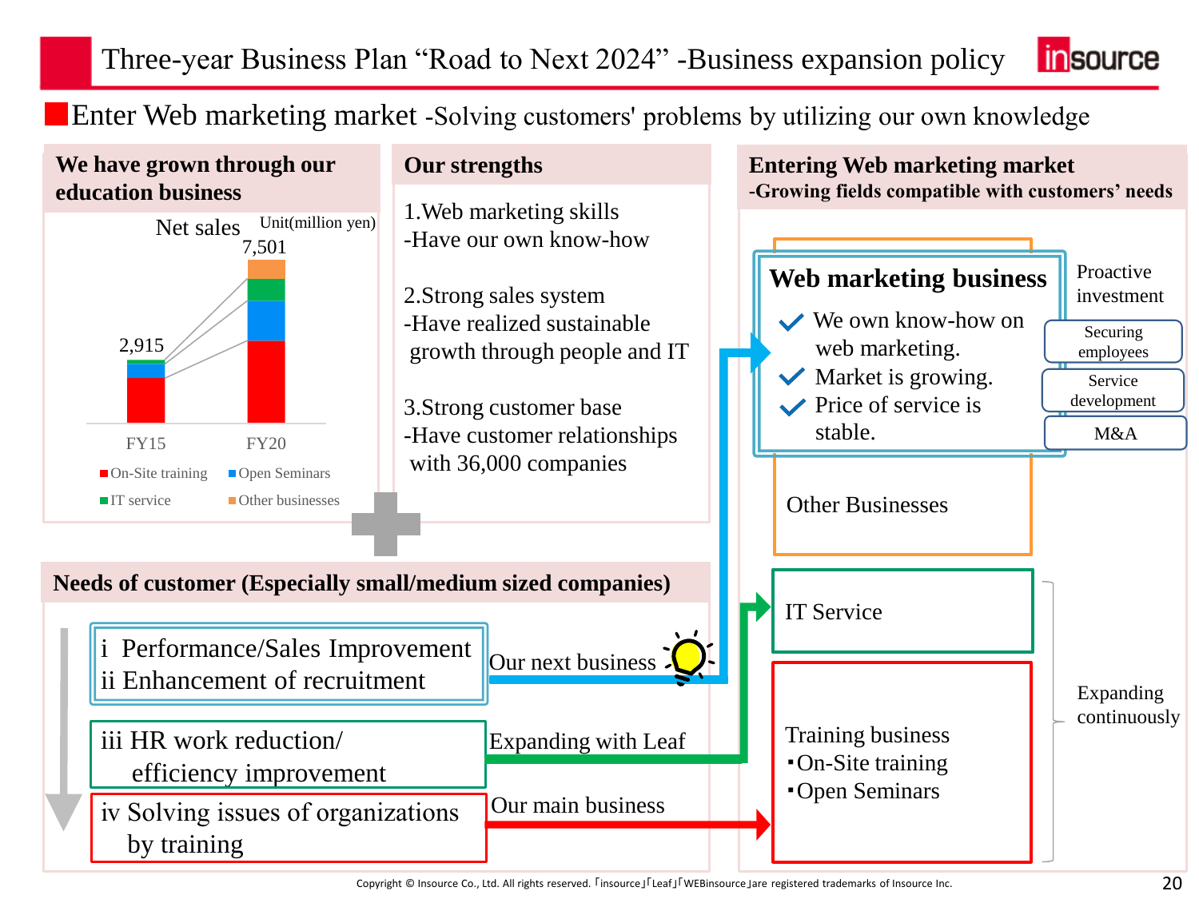# Three-year Business Plan "Road to Next 2024" -Business expansion policy

## Enter Web marketing market -Solving customers' problems by utilizing our own knowledge

### We have grown through our education business

Net sales Unit(million yen)

| | FY15 | FY20 |
|---|---|---|
| Total | 2,915 | 7,501 |

On-Site training / Open Seminars / IT service / Other businesses

### Our strengths

1.Web marketing skills
-Have our own know-how

2.Strong sales system
-Have realized sustainable growth through people and IT

3.Strong customer base
-Have customer relationships with 36,000 companies

### Entering Web marketing market
**-Growing fields compatible with customers' needs**

**Web marketing business**

- We own know-how on web marketing.
- Market is growing.
- Price of service is stable.

Proactive investment
- Securing employees
- Service development
- M&A

Other Businesses

IT Service

Training business
- On-Site training
- Open Seminars

Expanding continuously

### Needs of customer (Especially small/medium sized companies)

i Performance/Sales Improvement
ii Enhancement of recruitment
→ Our next business

iii HR work reduction/ efficiency improvement
→ Expanding with Leaf

iv Solving issues of organizations by training
→ Our main business

Copyright © Insource Co., Ltd. All rights reserved. 「insource」「Leaf」「WEBinsource」are registered trademarks of Insource Inc.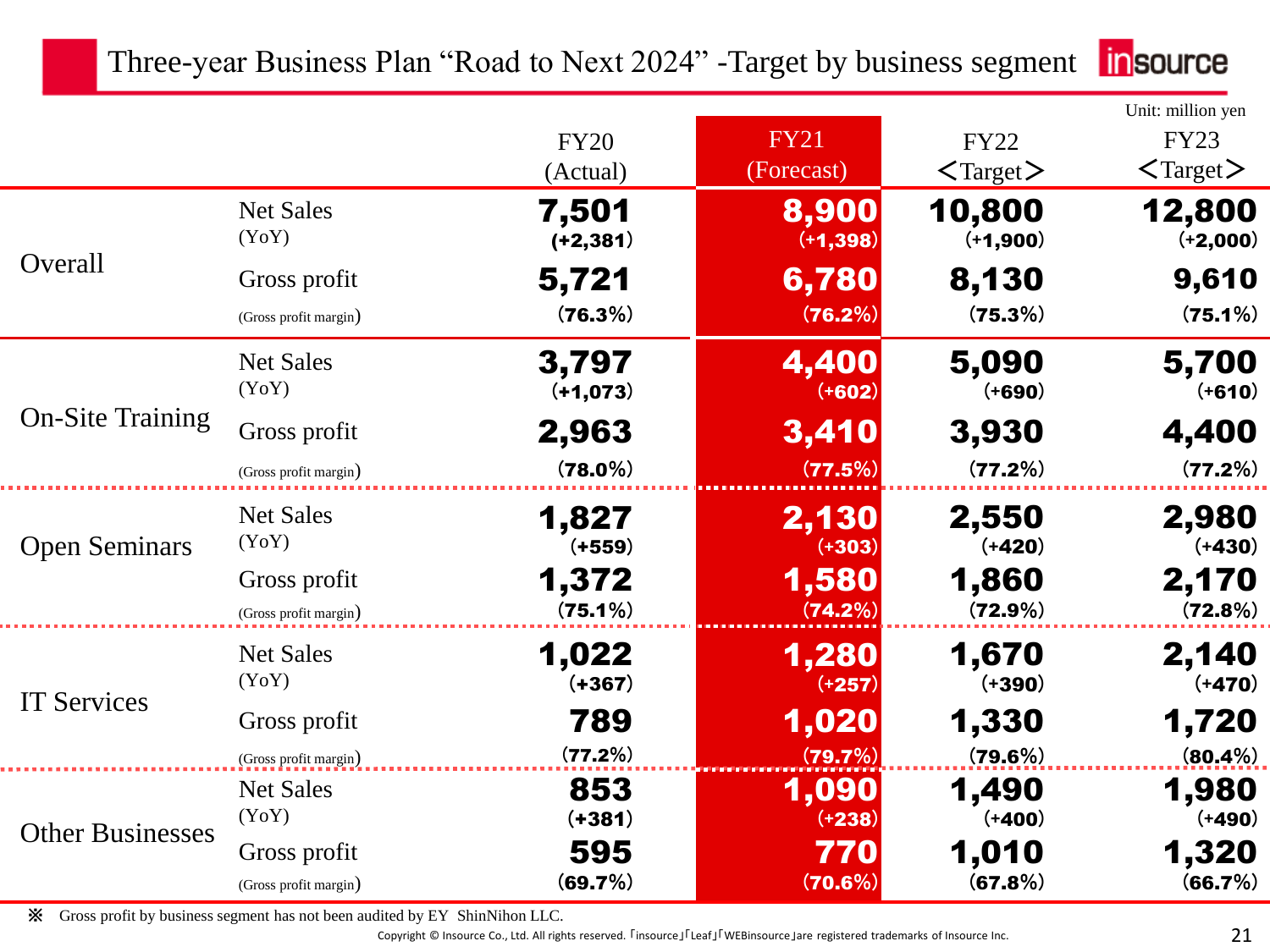# Three-year Business Plan "Road to Next 2024" -Target by business segment

Unit: million yen

| | | FY20 (Actual) | FY21 (Forecast) | FY22 <Target> | FY23 <Target> |
|---|---|---|---|---|---|
| Overall | Net Sales (YoY) | **7,501** (+2,381) | **8,900** (+1,398) | **10,800** (+1,900) | **12,800** (+2,000) |
| | Gross profit (Gross profit margin) | **5,721** (76.3%) | **6,780** (76.2%) | **8,130** (75.3%) | **9,610** (75.1%) |
| On-Site Training | Net Sales (YoY) | **3,797** (+1,073) | **4,400** (+602) | **5,090** (+690) | **5,700** (+610) |
| | Gross profit (Gross profit margin) | **2,963** (78.0%) | **3,410** (77.5%) | **3,930** (77.2%) | **4,400** (77.2%) |
| Open Seminars | Net Sales (YoY) | **1,827** (+559) | **2,130** (+303) | **2,550** (+420) | **2,980** (+430) |
| | Gross profit (Gross profit margin) | **1,372** (75.1%) | **1,580** (74.2%) | **1,860** (72.9%) | **2,170** (72.8%) |
| IT Services | Net Sales (YoY) | **1,022** (+367) | **1,280** (+257) | **1,670** (+390) | **2,140** (+470) |
| | Gross profit (Gross profit margin) | **789** (77.2%) | **1,020** (79.7%) | **1,330** (79.6%) | **1,720** (80.4%) |
| Other Businesses | Net Sales (YoY) | **853** (+381) | **1,090** (+238) | **1,490** (+400) | **1,980** (+490) |
| | Gross profit (Gross profit margin) | **595** (69.7%) | **770** (70.6%) | **1,010** (67.8%) | **1,320** (66.7%) |

※ Gross profit by business segment has not been audited by EY ShinNihon LLC.

Copyright © Insource Co., Ltd. All rights reserved. 「insource」「Leaf」「WEBinsource」are registered trademarks of Insource Inc.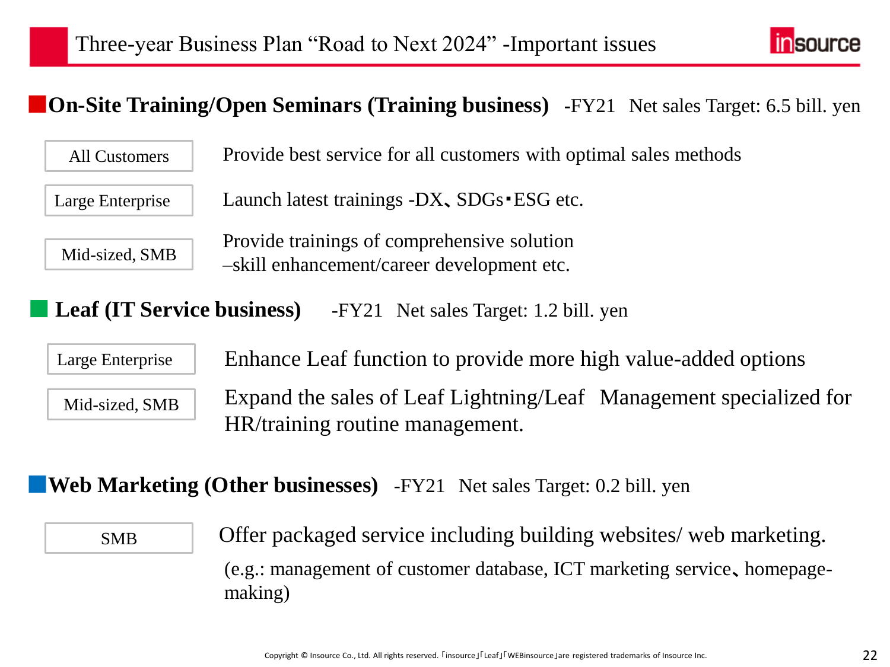# Three-year Business Plan "Road to Next 2024" -Important issues

## On-Site Training/Open Seminars (Training business) -FY21 Net sales Target: 6.5 bill. yen

| Segment | Issue |
|---|---|
| All Customers | Provide best service for all customers with optimal sales methods |
| Large Enterprise | Launch latest trainings -DX、SDGs・ESG etc. |
| Mid-sized, SMB | Provide trainings of comprehensive solution –skill enhancement/career development etc. |

## Leaf (IT Service business) -FY21 Net sales Target: 1.2 bill. yen

| Segment | Issue |
|---|---|
| Large Enterprise | Enhance Leaf function to provide more high value-added options |
| Mid-sized, SMB | Expand the sales of Leaf Lightning/Leaf Management specialized for HR/training routine management. |

## Web Marketing (Other businesses) -FY21 Net sales Target: 0.2 bill. yen

| Segment | Issue |
|---|---|
| SMB | Offer packaged service including building websites/ web marketing. (e.g.: management of customer database, ICT marketing service、homepage-making) |

Copyright © Insource Co., Ltd. All rights reserved. 「insource」「Leaf」「WEBinsource」are registered trademarks of Insource Inc.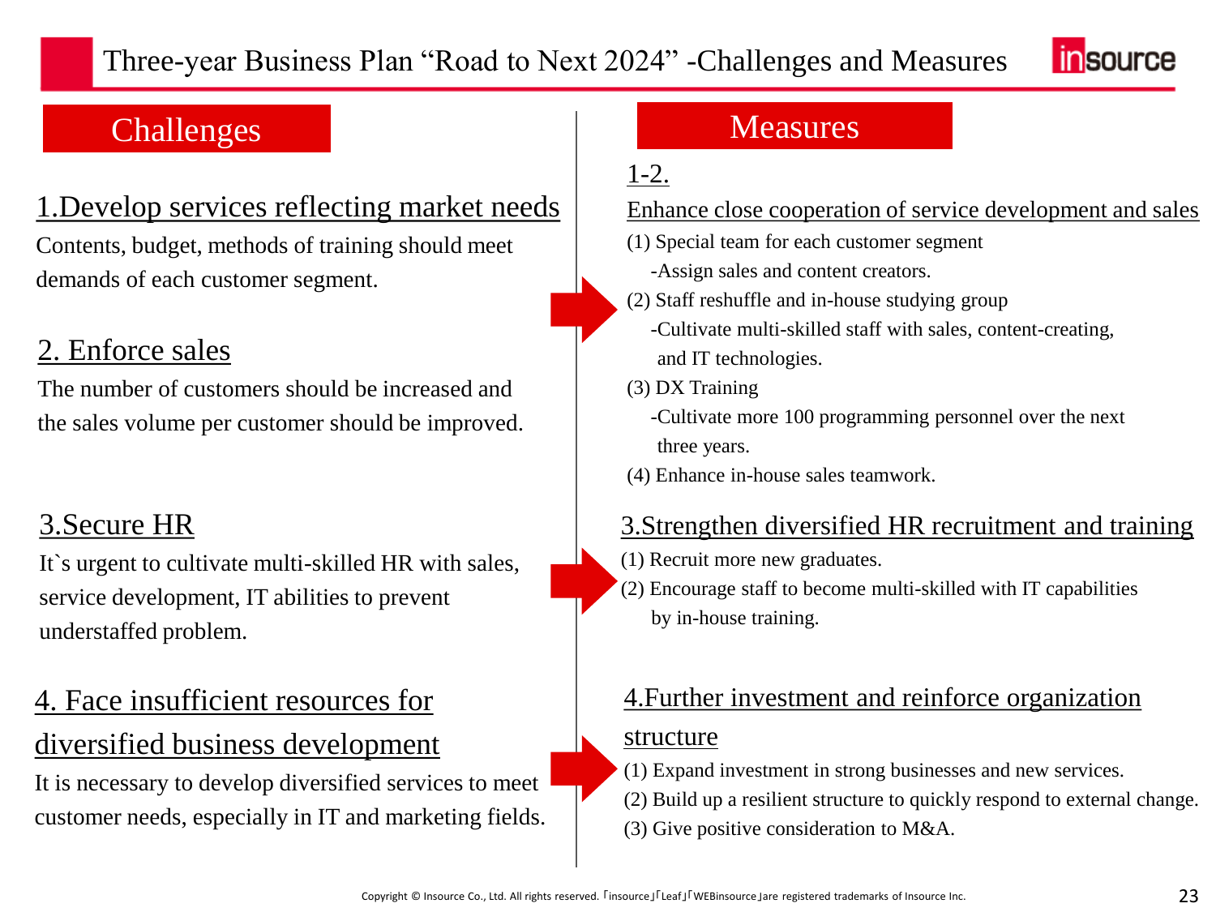# Three-year Business Plan "Road to Next 2024" -Challenges and Measures

## Challenges

### 1.Develop services reflecting market needs

Contents, budget, methods of training should meet demands of each customer segment.

### 2. Enforce sales

The number of customers should be increased and the sales volume per customer should be improved.

### 3.Secure HR

It`s urgent to cultivate multi-skilled HR with sales, service development, IT abilities to prevent understaffed problem.

### 4. Face insufficient resources for diversified business development

It is necessary to develop diversified services to meet customer needs, especially in IT and marketing fields.

## Measures

### 1-2. Enhance close cooperation of service development and sales

(1) Special team for each customer segment
- Assign sales and content creators.

(2) Staff reshuffle and in-house studying group
- Cultivate multi-skilled staff with sales, content-creating, and IT technologies.

(3) DX Training
- Cultivate more 100 programming personnel over the next three years.

(4) Enhance in-house sales teamwork.

### 3.Strengthen diversified HR recruitment and training

(1) Recruit more new graduates.

(2) Encourage staff to become multi-skilled with IT capabilities by in-house training.

### 4.Further investment and reinforce organization structure

(1) Expand investment in strong businesses and new services.

(2) Build up a resilient structure to quickly respond to external change.

(3) Give positive consideration to M&A.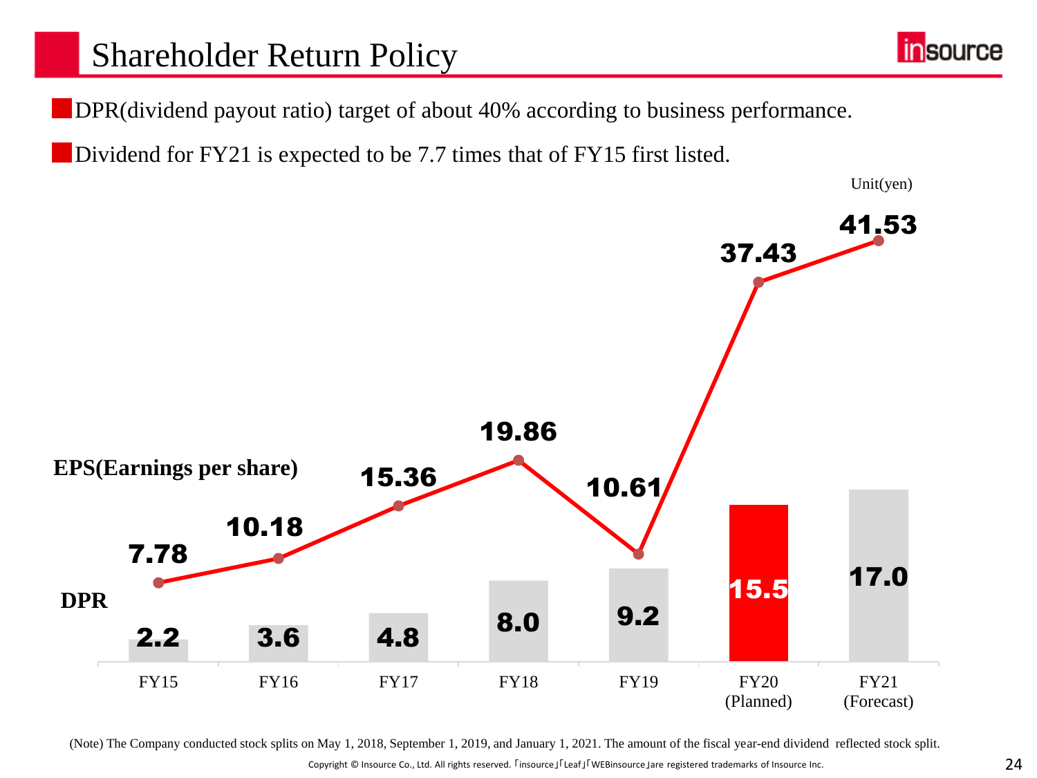# Shareholder Return Policy

- DPR(dividend payout ratio) target of about 40% according to business performance.
- Dividend for FY21 is expected to be 7.7 times that of FY15 first listed.

Unit(yen)

| | FY15 | FY16 | FY17 | FY18 | FY19 | FY20 (Planned) | FY21 (Forecast) |
|---|---|---|---|---|---|---|---|
| EPS(Earnings per share) | 7.78 | 10.18 | 15.36 | 19.86 | 10.61 | 37.43 | 41.53 |
| DPR | 2.2 | 3.6 | 4.8 | 8.0 | 9.2 | 15.5 | 17.0 |

(Note) The Company conducted stock splits on May 1, 2018, September 1, 2019, and January 1, 2021. The amount of the fiscal year-end dividend reflected stock split.

Copyright © Insource Co., Ltd. All rights reserved. 「insource」「Leaf」「WEBinsource」are registered trademarks of Insource Inc.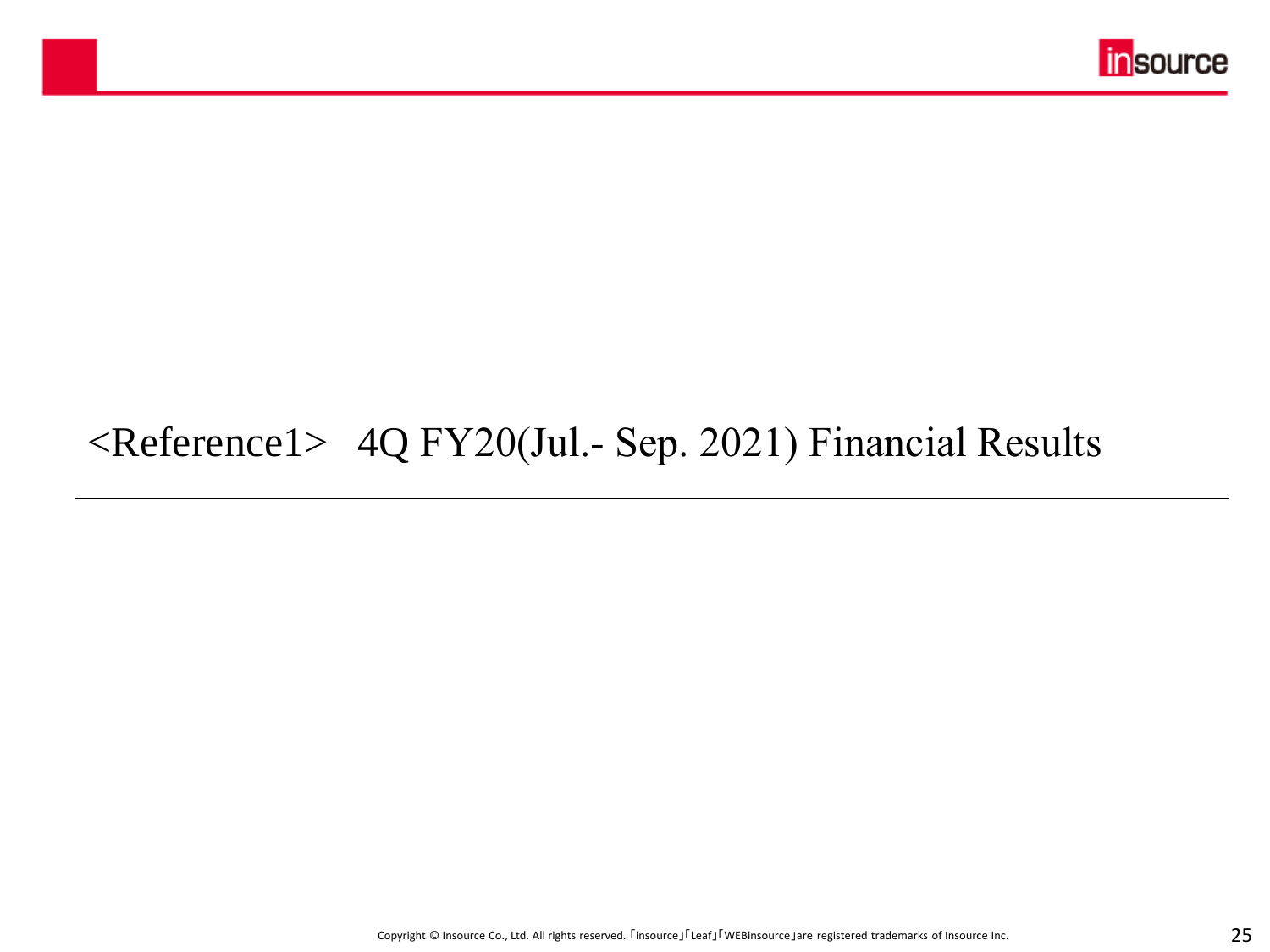# <Reference1>　4Q FY20(Jul.- Sep. 2021) Financial Results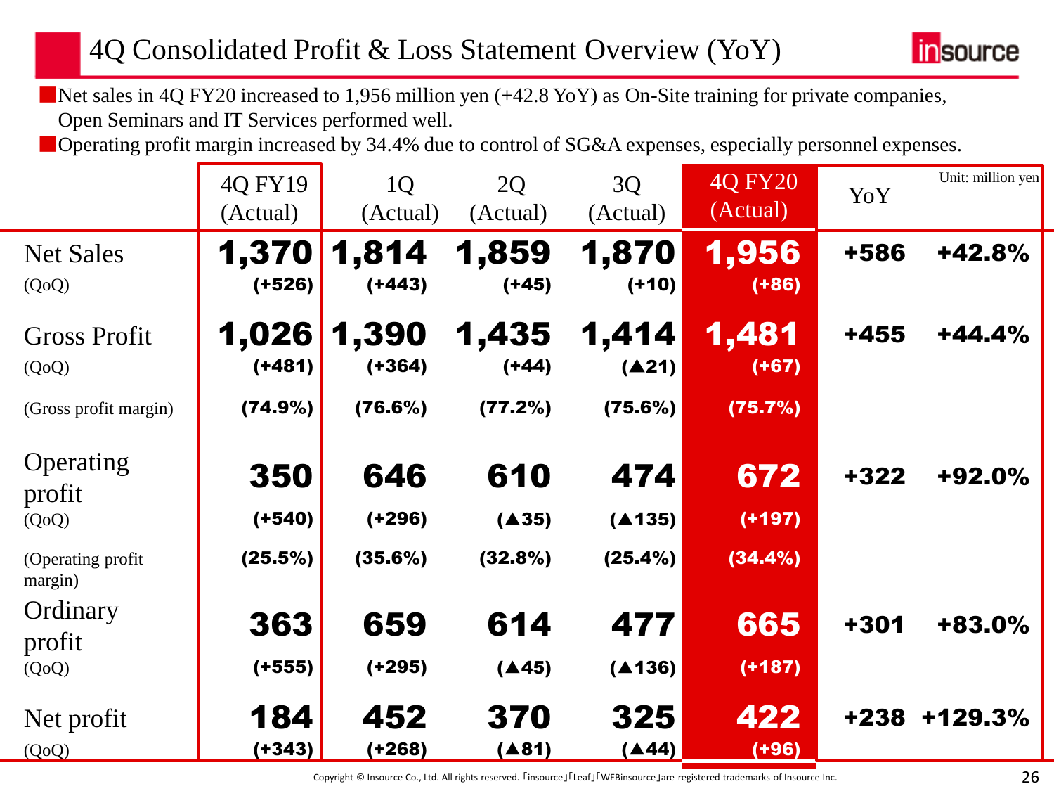# 4Q Consolidated Profit & Loss Statement Overview (YoY)

- Net sales in 4Q FY20 increased to 1,956 million yen (+42.8 YoY) as On-Site training for private companies, Open Seminars and IT Services performed well.
- Operating profit margin increased by 34.4% due to control of SG&A expenses, especially personnel expenses.

Unit: million yen

| | 4Q FY19 (Actual) | 1Q (Actual) | 2Q (Actual) | 3Q (Actual) | 4Q FY20 (Actual) | YoY | |
|---|---|---|---|---|---|---|---|
| **Net Sales** | **1,370** | **1,814** | **1,859** | **1,870** | **1,956** | **+586** | **+42.8%** |
| (QoQ) | (+526) | (+443) | (+45) | (+10) | (+86) | | |
| **Gross Profit** | **1,026** | **1,390** | **1,435** | **1,414** | **1,481** | **+455** | **+44.4%** |
| (QoQ) | (+481) | (+364) | (+44) | (▲21) | (+67) | | |
| (Gross profit margin) | (74.9%) | (76.6%) | (77.2%) | (75.6%) | (75.7%) | | |
| **Operating profit** | **350** | **646** | **610** | **474** | **672** | **+322** | **+92.0%** |
| (QoQ) | (+540) | (+296) | (▲35) | (▲135) | (+197) | | |
| (Operating profit margin) | (25.5%) | (35.6%) | (32.8%) | (25.4%) | (34.4%) | | |
| **Ordinary profit** | **363** | **659** | **614** | **477** | **665** | **+301** | **+83.0%** |
| (QoQ) | (+555) | (+295) | (▲45) | (▲136) | (+187) | | |
| **Net profit** | **184** | **452** | **370** | **325** | **422** | **+238** | **+129.3%** |
| (QoQ) | (+343) | (+268) | (▲81) | (▲44) | (+96) | | |

Copyright © Insource Co., Ltd. All rights reserved. 「insource」「Leaf」「WEBinsource」are registered trademarks of Insource Inc.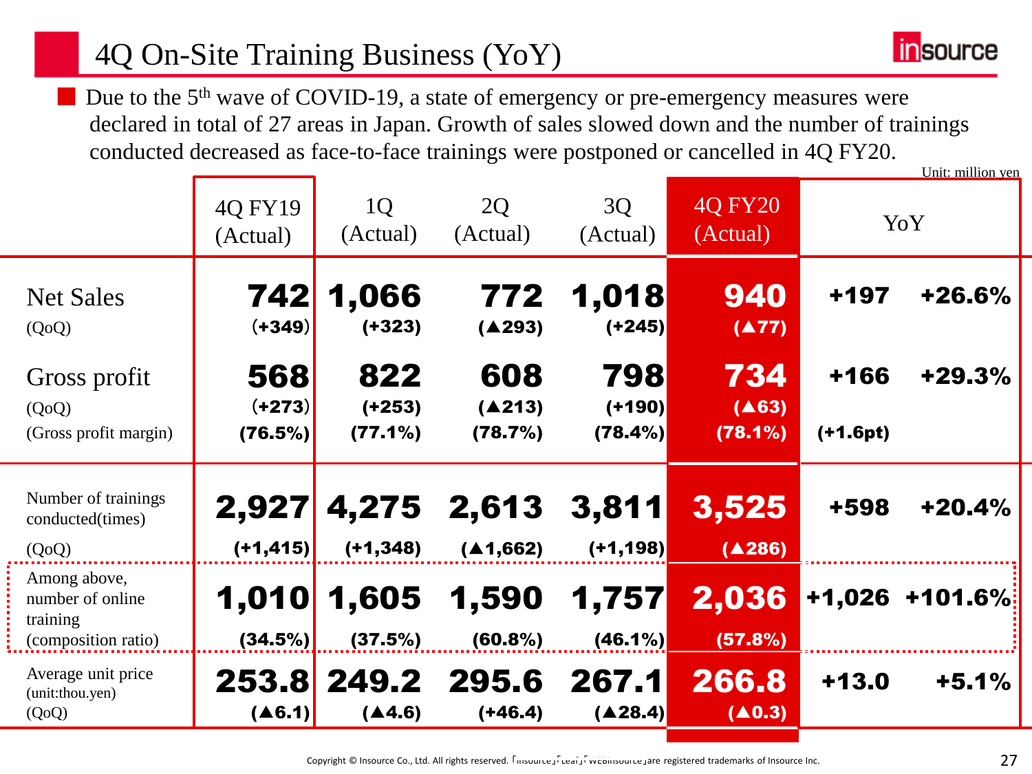# 4Q On-Site Training Business (YoY)

- Due to the 5th wave of COVID-19, a state of emergency or pre-emergency measures were declared in total of 27 areas in Japan. Growth of sales slowed down and the number of trainings conducted decreased as face-to-face trainings were postponed or cancelled in 4Q FY20.

Unit: million yen

| | 4Q FY19 (Actual) | 1Q (Actual) | 2Q (Actual) | 3Q (Actual) | 4Q FY20 (Actual) | YoY | |
|---|---|---|---|---|---|---|---|
| Net Sales | **742** | **1,066** | **772** | **1,018** | **940** | **+197** | **+26.6%** |
| (QoQ) | (+349) | (+323) | (▲293) | (+245) | (▲77) | | |
| Gross profit | **568** | **822** | **608** | **798** | **734** | **+166** | **+29.3%** |
| (QoQ) | (+273) | (+253) | (▲213) | (+190) | (▲63) | | |
| (Gross profit margin) | (76.5%) | (77.1%) | (78.7%) | (78.4%) | (78.1%) | (+1.6pt) | |
| Number of trainings conducted(times) | **2,927** | **4,275** | **2,613** | **3,811** | **3,525** | **+598** | **+20.4%** |
| (QoQ) | (+1,415) | (+1,348) | (▲1,662) | (+1,198) | (▲286) | | |
| Among above, number of online training | **1,010** | **1,605** | **1,590** | **1,757** | **2,036** | **+1,026** | **+101.6%** |
| (composition ratio) | (34.5%) | (37.5%) | (60.8%) | (46.1%) | (57.8%) | | |
| Average unit price (unit:thou.yen) | **253.8** | **249.2** | **295.6** | **267.1** | **266.8** | **+13.0** | **+5.1%** |
| (QoQ) | (▲6.1) | (▲4.6) | (+46.4) | (▲28.4) | (▲0.3) | | |

Copyright © Insource Co., Ltd. All rights reserved. 「Insource」「Leaf」「WEBinsource」are registered trademarks of Insource Inc.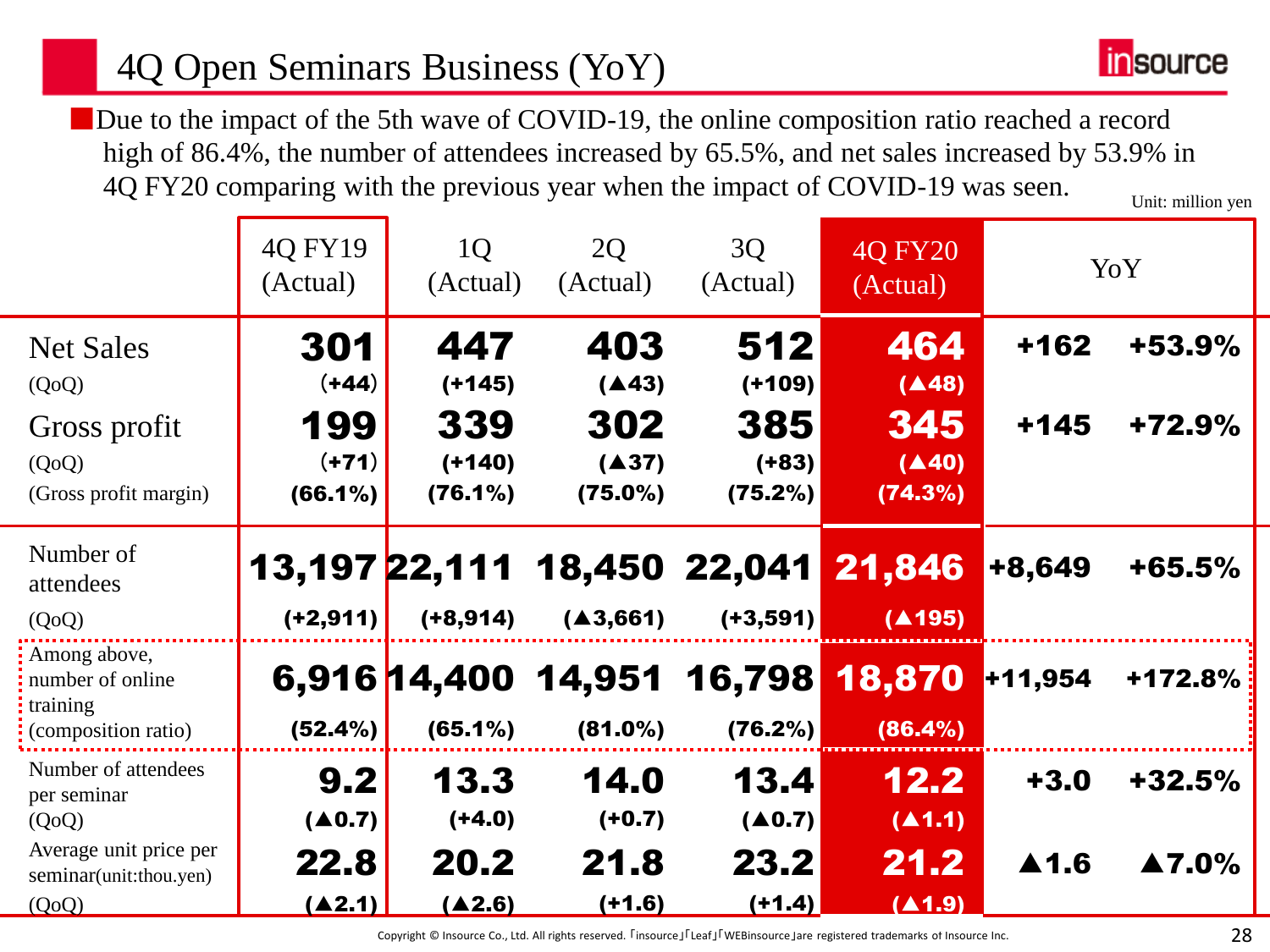# 4Q Open Seminars Business (YoY)

- Due to the impact of the 5th wave of COVID-19, the online composition ratio reached a record high of 86.4%, the number of attendees increased by 65.5%, and net sales increased by 53.9% in 4Q FY20 comparing with the previous year when the impact of COVID-19 was seen.

Unit: million yen

| | 4Q FY19 (Actual) | 1Q (Actual) | 2Q (Actual) | 3Q (Actual) | 4Q FY20 (Actual) | YoY | |
|---|---|---|---|---|---|---|---|
| Net Sales | **301** | **447** | **403** | **512** | **464** | +162 | +53.9% |
| (QoQ) | (+44) | (+145) | (▲43) | (+109) | (▲48) | | |
| Gross profit | **199** | **339** | **302** | **385** | **345** | +145 | +72.9% |
| (QoQ) | (+71) | (+140) | (▲37) | (+83) | (▲40) | | |
| (Gross profit margin) | (66.1%) | (76.1%) | (75.0%) | (75.2%) | (74.3%) | | |
| Number of attendees | **13,197** | **22,111** | **18,450** | **22,041** | **21,846** | +8,649 | +65.5% |
| (QoQ) | (+2,911) | (+8,914) | (▲3,661) | (+3,591) | (▲195) | | |
| Among above, number of online training | **6,916** | **14,400** | **14,951** | **16,798** | **18,870** | +11,954 | +172.8% |
| (composition ratio) | (52.4%) | (65.1%) | (81.0%) | (76.2%) | (86.4%) | | |
| Number of attendees per seminar | **9.2** | **13.3** | **14.0** | **13.4** | **12.2** | +3.0 | +32.5% |
| (QoQ) | (▲0.7) | (+4.0) | (+0.7) | (▲0.7) | (▲1.1) | | |
| Average unit price per seminar(unit:thou.yen) | **22.8** | **20.2** | **21.8** | **23.2** | **21.2** | ▲1.6 | ▲7.0% |
| (QoQ) | (▲2.1) | (▲2.6) | (+1.6) | (+1.4) | (▲1.9) | | |

Copyright © Insource Co., Ltd. All rights reserved. 「insource」「Leaf」「WEBinsource」are registered trademarks of Insource Inc.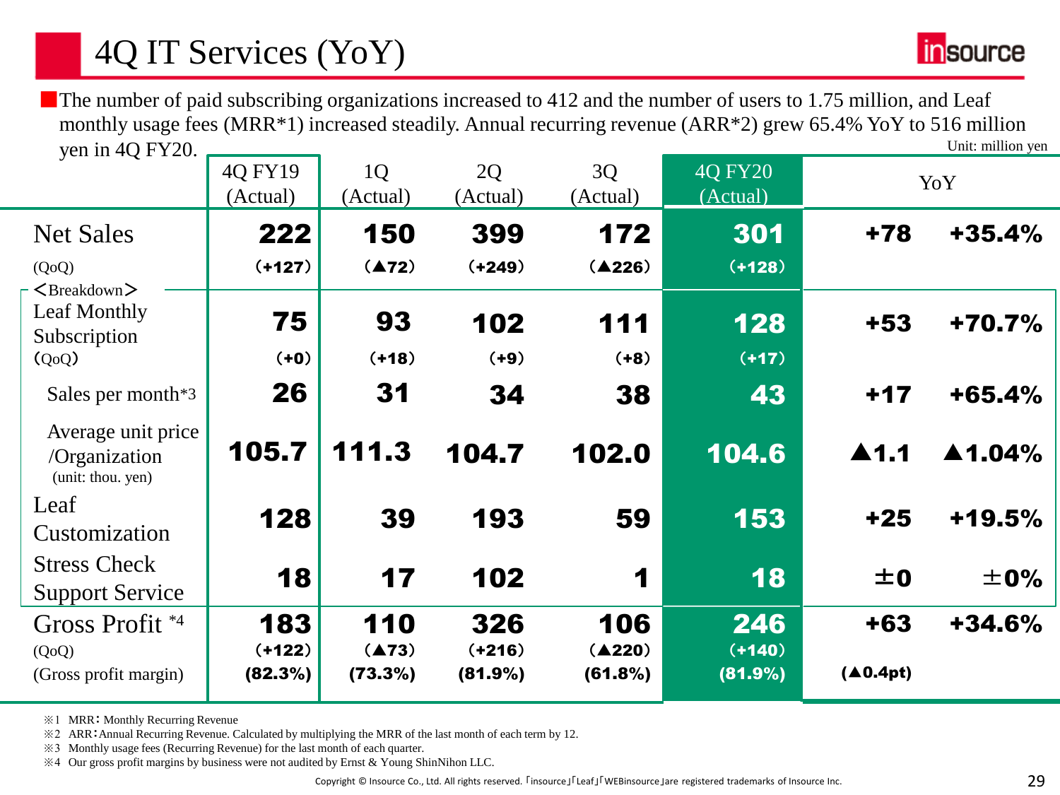# 4Q IT Services (YoY)

- The number of paid subscribing organizations increased to 412 and the number of users to 1.75 million, and Leaf monthly usage fees (MRR*1) increased steadily. Annual recurring revenue (ARR*2) grew 65.4% YoY to 516 million yen in 4Q FY20.

Unit: million yen

| | 4Q FY19 (Actual) | 1Q (Actual) | 2Q (Actual) | 3Q (Actual) | 4Q FY20 (Actual) | YoY | |
|---|---|---|---|---|---|---|---|
| Net Sales | **222** | **150** | **399** | **172** | **301** | **+78** | **+35.4%** |
| (QoQ) | (+127) | (▲72) | (+249) | (▲226) | (+128) | | |
| <Breakdown> Leaf Monthly Subscription | **75** | **93** | **102** | **111** | **128** | **+53** | **+70.7%** |
| (QoQ) | (+0) | (+18) | (+9) | (+8) | (+17) | | |
| Sales per month*3 | **26** | **31** | **34** | **38** | **43** | **+17** | **+65.4%** |
| Average unit price /Organization (unit: thou. yen) | **105.7** | **111.3** | **104.7** | **102.0** | **104.6** | **▲1.1** | **▲1.04%** |
| Leaf Customization | **128** | **39** | **193** | **59** | **153** | **+25** | **+19.5%** |
| Stress Check Support Service | **18** | **17** | **102** | **1** | **18** | **±0** | **±0%** |
| Gross Profit *4 | **183** | **110** | **326** | **106** | **246** | **+63** | **+34.6%** |
| (QoQ) | (+122) | (▲73) | (+216) | (▲220) | (+140) | | |
| (Gross profit margin) | (82.3%) | (73.3%) | (81.9%) | (61.8%) | (81.9%) | (▲0.4pt) | |

※1 MRR：Monthly Recurring Revenue

※2 ARR：Annual Recurring Revenue. Calculated by multiplying the MRR of the last month of each term by 12.

※3 Monthly usage fees (Recurring Revenue) for the last month of each quarter.

※4 Our gross profit margins by business were not audited by Ernst & Young ShinNihon LLC.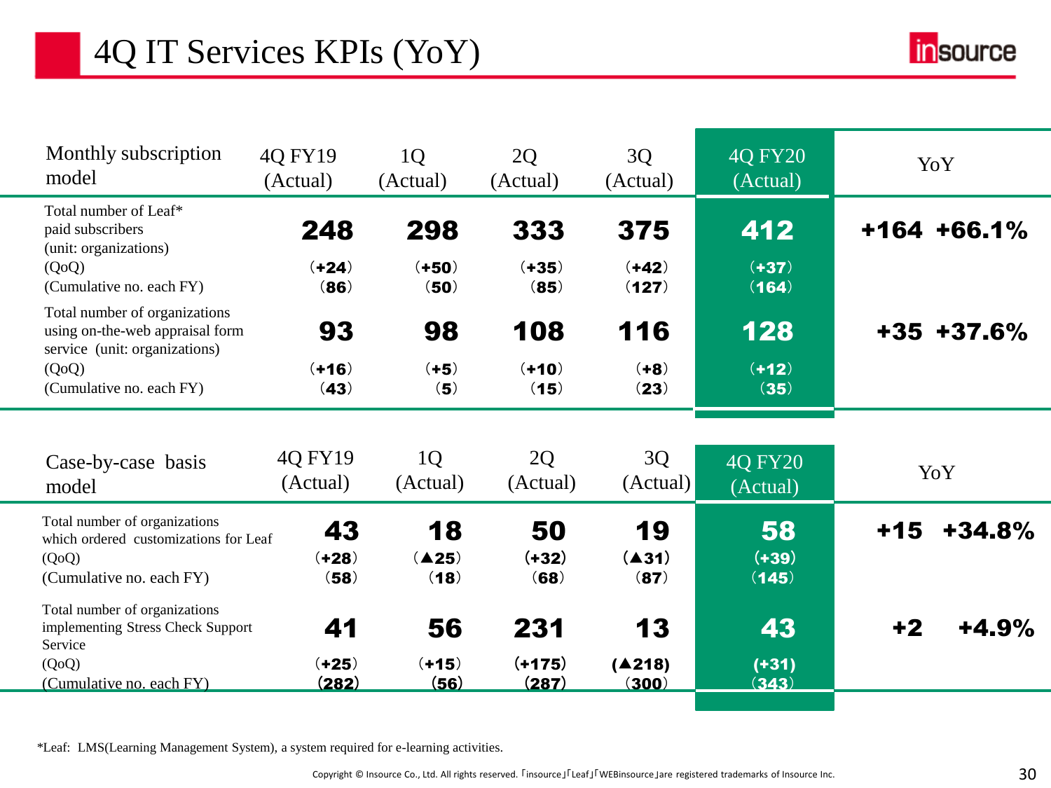# 4Q IT Services KPIs (YoY)

| Monthly subscription model | 4Q FY19 (Actual) | 1Q (Actual) | 2Q (Actual) | 3Q (Actual) | 4Q FY20 (Actual) | YoY |
|---|---|---|---|---|---|---|
| Total number of Leaf* paid subscribers (unit: organizations) | **248** | **298** | **333** | **375** | **412** | **+164 +66.1%** |
| (QoQ) | (+24) | (+50) | (+35) | (+42) | (+37) | |
| (Cumulative no. each FY) | (86) | (50) | (85) | (127) | (164) | |
| Total number of organizations using on-the-web appraisal form service (unit: organizations) | **93** | **98** | **108** | **116** | **128** | **+35 +37.6%** |
| (QoQ) | (+16) | (+5) | (+10) | (+8) | (+12) | |
| (Cumulative no. each FY) | (43) | (5) | (15) | (23) | (35) | |

| Case-by-case basis model | 4Q FY19 (Actual) | 1Q (Actual) | 2Q (Actual) | 3Q (Actual) | 4Q FY20 (Actual) | YoY |
|---|---|---|---|---|---|---|
| Total number of organizations which ordered customizations for Leaf | **43** | **18** | **50** | **19** | **58** | **+15 +34.8%** |
| (QoQ) | (+28) | (▲25) | (+32) | (▲31) | (+39) | |
| (Cumulative no. each FY) | (58) | (18) | (68) | (87) | (145) | |
| Total number of organizations implementing Stress Check Support Service | **41** | **56** | **231** | **13** | **43** | **+2 +4.9%** |
| (QoQ) | (+25) | (+15) | (+175) | (▲218) | (+31) | |
| (Cumulative no. each FY) | (282) | (56) | (287) | (300) | (343) | |

*Leaf: LMS(Learning Management System), a system required for e-learning activities.

Copyright © Insource Co., Ltd. All rights reserved. 「insource」「Leaf」「WEBinsource」are registered trademarks of Insource Inc.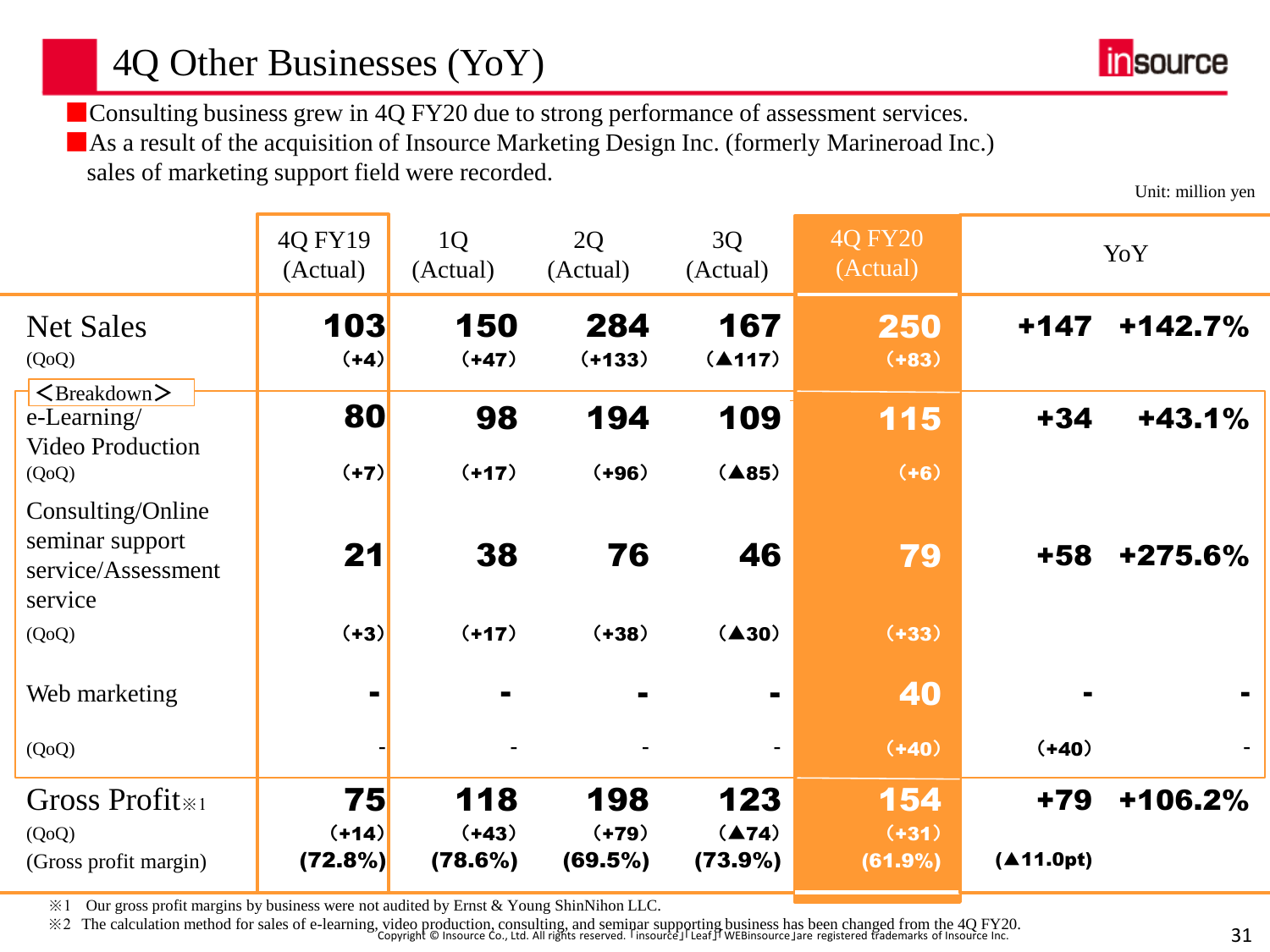# 4Q Other Businesses (YoY)

- Consulting business grew in 4Q FY20 due to strong performance of assessment services.
- As a result of the acquisition of Insource Marketing Design Inc. (formerly Marineroad Inc.) sales of marketing support field were recorded.

Unit: million yen

| | 4Q FY19 (Actual) | 1Q (Actual) | 2Q (Actual) | 3Q (Actual) | 4Q FY20 (Actual) | YoY | |
|---|---|---|---|---|---|---|---|
| **Net Sales** | **103** | **150** | **284** | **167** | **250** | **+147** | **+142.7%** |
| (QoQ) | (+4) | (+47) | (+133) | (▲117) | (+83) | | |
| <Breakdown> | | | | | | | |
| e-Learning/ Video Production | **80** | **98** | **194** | **109** | **115** | **+34** | **+43.1%** |
| (QoQ) | (+7) | (+17) | (+96) | (▲85) | (+6) | | |
| Consulting/Online seminar support service/Assessment service | **21** | **38** | **76** | **46** | **79** | **+58** | **+275.6%** |
| (QoQ) | (+3) | (+17) | (+38) | (▲30) | (+33) | | |
| Web marketing | **-** | **-** | **-** | **-** | **40** | **-** | **-** |
| (QoQ) | - | - | - | - | (+40) | (+40) | - |
| **Gross Profit**※1 | **75** | **118** | **198** | **123** | **154** | **+79** | **+106.2%** |
| (QoQ) | (+14) | (+43) | (+79) | (▲74) | (+31) | | |
| (Gross profit margin) | (72.8%) | (78.6%) | (69.5%) | (73.9%) | (61.9%) | (▲11.0pt) | |

※1 Our gross profit margins by business were not audited by Ernst & Young ShinNihon LLC.

※2 The calculation method for sales of e-learning, video production, consulting, and seminar supporting business has been changed from the 4Q FY20.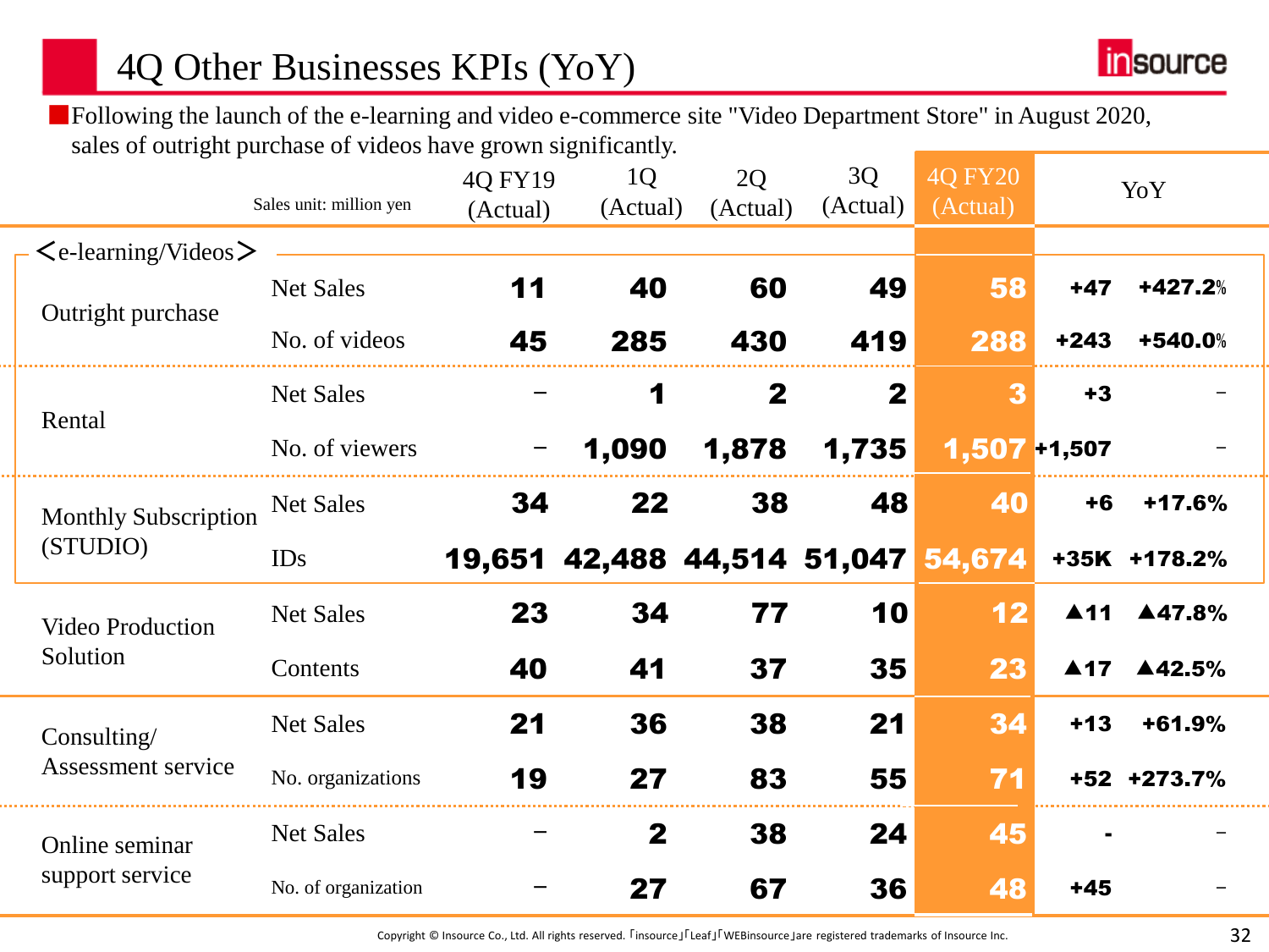# 4Q Other Businesses KPIs (YoY)

■Following the launch of the e-learning and video e-commerce site "Video Department Store" in August 2020, sales of outright purchase of videos have grown significantly.

| | Sales unit: million yen | 4Q FY19 (Actual) | 1Q (Actual) | 2Q (Actual) | 3Q (Actual) | 4Q FY20 (Actual) | YoY | |
|---|---|---|---|---|---|---|---|---|
| ＜e-learning/Videos＞ | | | | | | | | |
| Outright purchase | Net Sales | 11 | 40 | 60 | 49 | 58 | +47 | +427.2% |
| | No. of videos | 45 | 285 | 430 | 419 | 288 | +243 | +540.0% |
| Rental | Net Sales | − | 1 | 2 | 2 | 3 | +3 | − |
| | No. of viewers | − | 1,090 | 1,878 | 1,735 | 1,507 | +1,507 | − |
| Monthly Subscription (STUDIO) | Net Sales | 34 | 22 | 38 | 48 | 40 | +6 | +17.6% |
| | IDs | 19,651 | 42,488 | 44,514 | 51,047 | 54,674 | +35K | +178.2% |
| Video Production Solution | Net Sales | 23 | 34 | 77 | 10 | 12 | ▲11 | ▲47.8% |
| | Contents | 40 | 41 | 37 | 35 | 23 | ▲17 | ▲42.5% |
| Consulting/ Assessment service | Net Sales | 21 | 36 | 38 | 21 | 34 | +13 | +61.9% |
| | No. organizations | 19 | 27 | 83 | 55 | 71 | +52 | +273.7% |
| Online seminar support service | Net Sales | − | 2 | 38 | 24 | 45 | - | − |
| | No. of organization | − | 27 | 67 | 36 | 48 | +45 | − |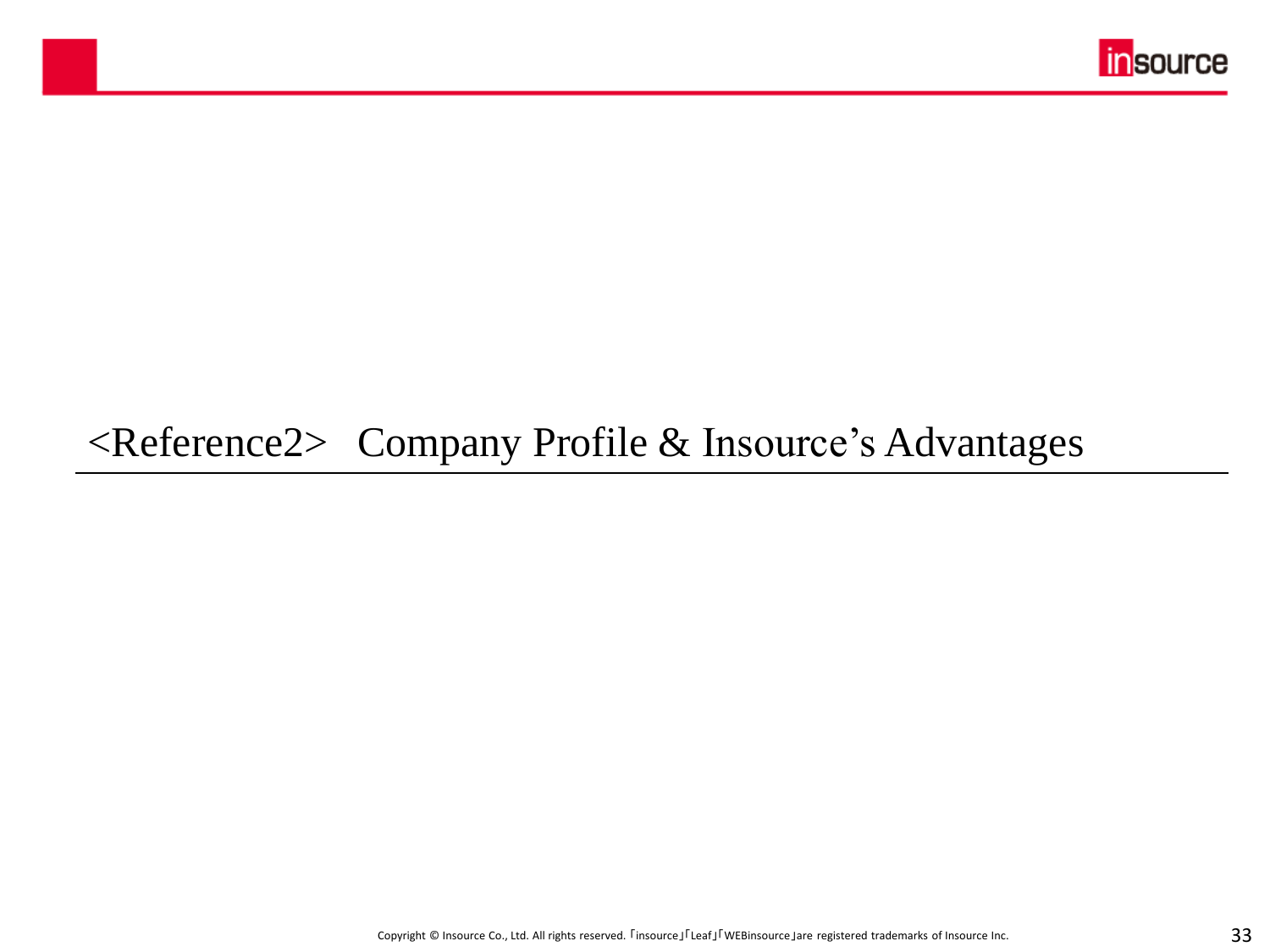# <Reference2> Company Profile & Insource's Advantages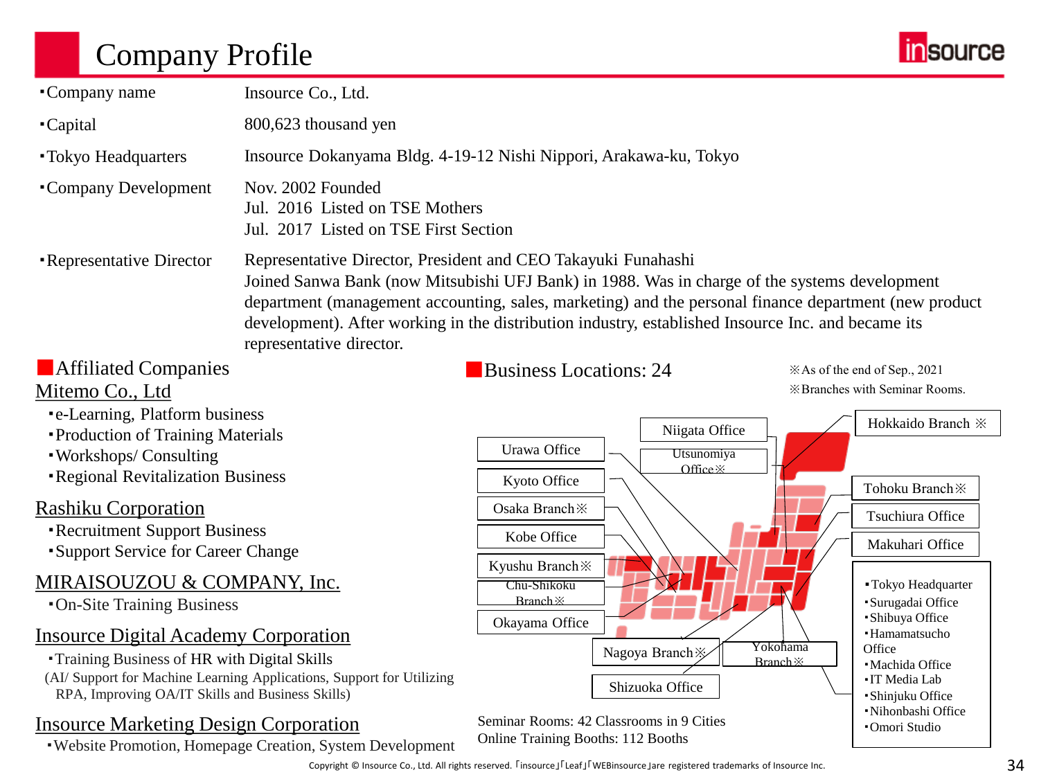# Company Profile

| | |
|---|---|
| ▪Company name | Insource Co., Ltd. |
| ▪Capital | 800,623 thousand yen |
| ▪Tokyo Headquarters | Insource Dokanyama Bldg. 4-19-12 Nishi Nippori, Arakawa-ku, Tokyo |
| ▪Company Development | Nov. 2002 Founded<br>Jul. 2016 Listed on TSE Mothers<br>Jul. 2017 Listed on TSE First Section |
| ▪Representative Director | Representative Director, President and CEO Takayuki Funahashi<br>Joined Sanwa Bank (now Mitsubishi UFJ Bank) in 1988. Was in charge of the systems development department (management accounting, sales, marketing) and the personal finance department (new product development). After working in the distribution industry, established Insource Inc. and became its representative director. |

## Affiliated Companies

**Mitemo Co., Ltd**
- e-Learning, Platform business
- Production of Training Materials
- Workshops/ Consulting
- Regional Revitalization Business

**Rashiku Corporation**
- Recruitment Support Business
- Support Service for Career Change

**MIRAISOUZOU & COMPANY, Inc.**
- On-Site Training Business

**Insource Digital Academy Corporation**
- Training Business of HR with Digital Skills

(AI/ Support for Machine Learning Applications, Support for Utilizing RPA, Improving OA/IT Skills and Business Skills)

**Insource Marketing Design Corporation**
- Website Promotion, Homepage Creation, System Development

## Business Locations: 24

※As of the end of Sep., 2021
※Branches with Seminar Rooms.

- Hokkaido Branch ※
- Niigata Office
- Urawa Office
- Utsunomiya Office※
- Kyoto Office
- Osaka Branch※
- Kobe Office
- Kyushu Branch※
- Chu-Shikoku Branch※
- Okayama Office
- Nagoya Branch※
- Yokohama Branch※
- Shizuoka Office
- Tohoku Branch※
- Tsuchiura Office
- Makuhari Office
- Tokyo Headquarter
- Surugadai Office
- Shibuya Office
- Hamamatsucho Office
- Machida Office
- IT Media Lab
- Shinjuku Office
- Nihonbashi Office
- Omori Studio

Seminar Rooms: 42 Classrooms in 9 Cities
Online Training Booths: 112 Booths

Copyright © Insource Co., Ltd. All rights reserved. 「insource」「Leaf」「WEBinsource」are registered trademarks of Insource Inc.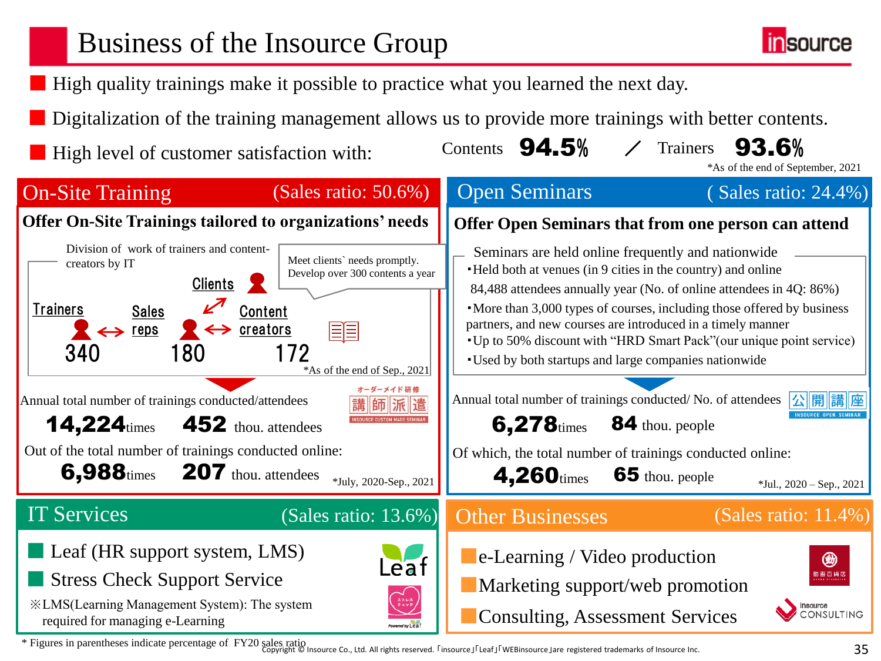# Business of the Insource Group

- High quality trainings make it possible to practice what you learned the next day.
- Digitalization of the training management allows us to provide more trainings with better contents.
- High level of customer satisfaction with: Contents **94.5%** ／ Trainers **93.6%**

*As of the end of September, 2021

## On-Site Training (Sales ratio: 50.6%)

**Offer On-Site Trainings tailored to organizations' needs**

Division of work of trainers and content-creators by IT

Meet clients` needs promptly. Develop over 300 contents a year

| Trainers | Sales reps | Content creators |
|---|---|---|
| 340 | 180 | 172 |

Clients

*As of the end of Sep., 2021

Annual total number of trainings conducted/attendees

**14,224** times **452** thou. attendees

Out of the total number of trainings conducted online:

**6,988** times **207** thou. attendees

*July, 2020-Sep., 2021

オーダーメイド研修 講師派遣 INSOURCE CUSTOM MADE SEMINAR

## Open Seminars ( Sales ratio: 24.4%)

**Offer Open Seminars that from one person can attend**

Seminars are held online frequently and nationwide

- Held both at venues (in 9 cities in the country) and online 84,488 attendees annually year (No. of online attendees in 4Q: 86%)
- More than 3,000 types of courses, including those offered by business partners, and new courses are introduced in a timely manner
- Up to 50% discount with "HRD Smart Pack"(our unique point service)
- Used by both startups and large companies nationwide

Annual total number of trainings conducted/ No. of attendees

**6,278** times **84** thou. people

Of which, the total number of trainings conducted online:

**4,260** times **65** thou. people

*Jul., 2020 – Sep., 2021

公開講座 INSOURCE OPEN SEMINAR

## IT Services (Sales ratio: 13.6%)

- Leaf (HR support system, LMS)
- Stress Check Support Service

※LMS(Learning Management System): The system required for managing e-Learning

## Other Businesses (Sales ratio: 11.4%)

- e-Learning / Video production
- Marketing support/web promotion
- Consulting, Assessment Services

\* Figures in parentheses indicate percentage of FY20 sales ratio

Copyright © Insource Co., Ltd. All rights reserved. 「insource」「Leaf」「WEBinsource」are registered trademarks of Insource Inc.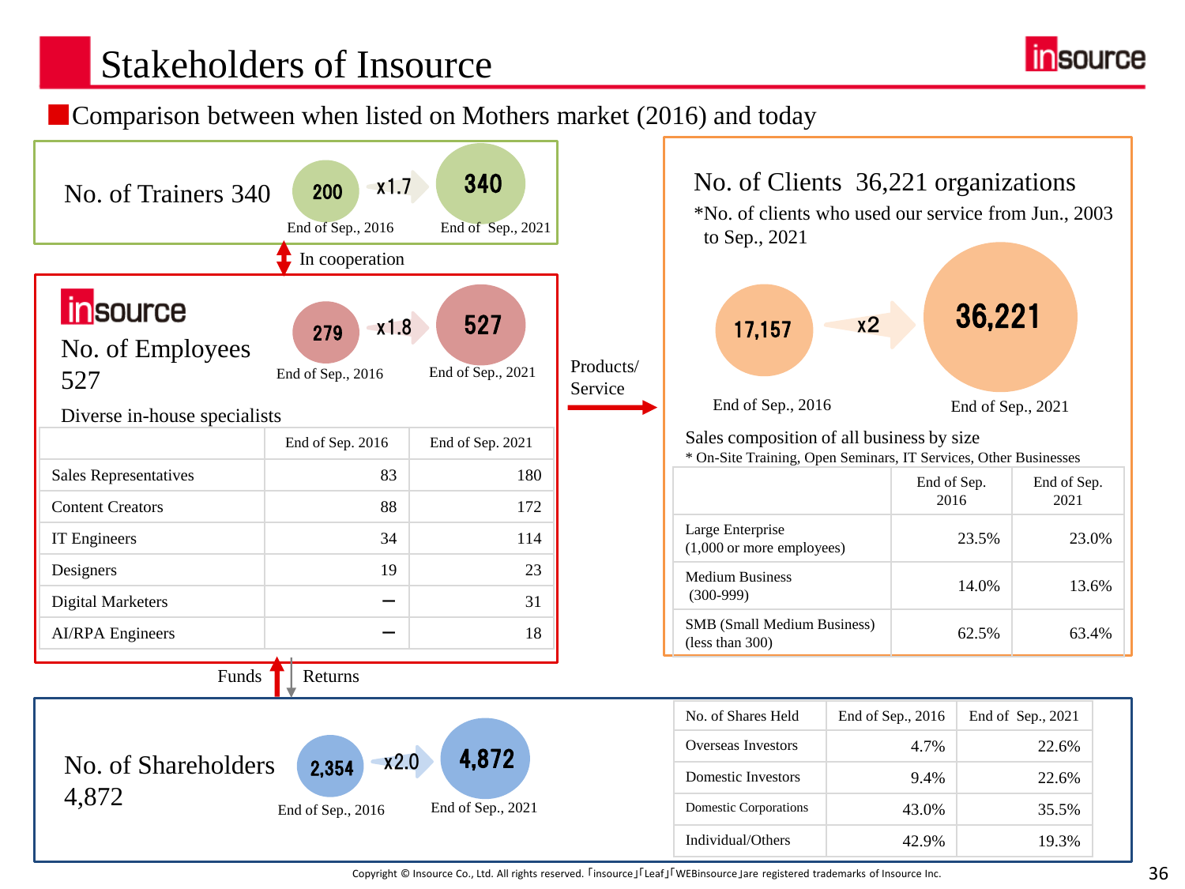# Stakeholders of Insource

## Comparison between when listed on Mothers market (2016) and today

### No. of Trainers 340

200 (End of Sep., 2016) → x1.7 → 340 (End of Sep., 2021)

In cooperation

### insource

No. of Employees 527

279 (End of Sep., 2016) → x1.8 → 527 (End of Sep., 2021)

Diverse in-house specialists

| | End of Sep. 2016 | End of Sep. 2021 |
|---|---|---|
| Sales Representatives | 83 | 180 |
| Content Creators | 88 | 172 |
| IT Engineers | 34 | 114 |
| Designers | 19 | 23 |
| Digital Marketers | ー | 31 |
| AI/RPA Engineers | ー | 18 |

Products/ Service

### No. of Clients 36,221 organizations

*No. of clients who used our service from Jun., 2003 to Sep., 2021

17,157 (End of Sep., 2016) → x2 → 36,221 (End of Sep., 2021)

Sales composition of all business by size

* On-Site Training, Open Seminars, IT Services, Other Businesses

| | End of Sep. 2016 | End of Sep. 2021 |
|---|---|---|
| Large Enterprise (1,000 or more employees) | 23.5% | 23.0% |
| Medium Business (300-999) | 14.0% | 13.6% |
| SMB (Small Medium Business) (less than 300) | 62.5% | 63.4% |

Funds / Returns

### No. of Shareholders 4,872

2,354 (End of Sep., 2016) → x2.0 → 4,872 (End of Sep., 2021)

| No. of Shares Held | End of Sep., 2016 | End of Sep., 2021 |
|---|---|---|
| Overseas Investors | 4.7% | 22.6% |
| Domestic Investors | 9.4% | 22.6% |
| Domestic Corporations | 43.0% | 35.5% |
| Individual/Others | 42.9% | 19.3% |

Copyright © Insource Co., Ltd. All rights reserved. 「insource」「Leaf」「WEBinsource」are registered trademarks of Insource Inc.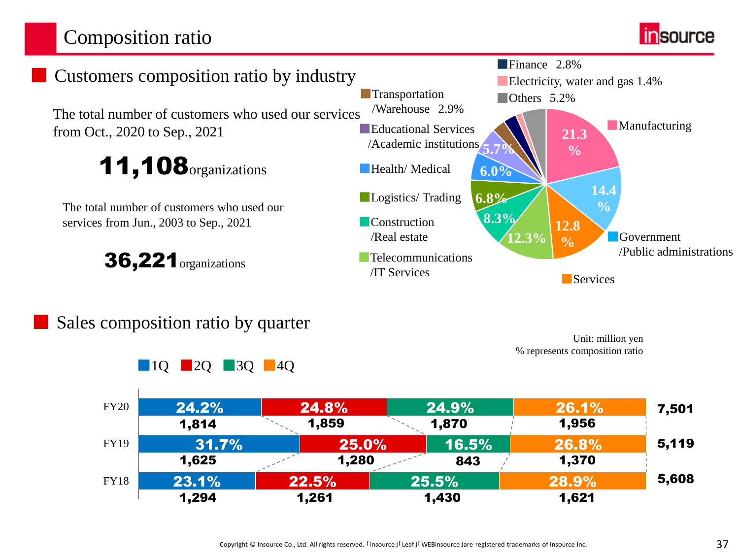# Composition ratio

## Customers composition ratio by industry

The total number of customers who used our services from Oct., 2020 to Sep., 2021

**11,108** organizations

The total number of customers who used our services from Jun., 2003 to Sep., 2021

**36,221** organizations

| Industry | Ratio |
|---|---|
| Manufacturing | 21.3% |
| Government /Public administrations | 14.4% |
| Services | 12.8% |
| Telecommunications /IT Services | 12.3% |
| Construction /Real estate | 8.3% |
| Logistics/ Trading | 6.8% |
| Health/ Medical | 6.0% |
| Educational Services /Academic institutions | 5.7% |
| Transportation /Warehouse | 2.9% |
| Finance | 2.8% |
| Electricity, water and gas | 1.4% |
| Others | 5.2% |

## Sales composition ratio by quarter

Unit: million yen
% represents composition ratio

| | 1Q | 2Q | 3Q | 4Q | Total |
|---|---|---|---|---|---|
| FY20 | 24.2% 1,814 | 24.8% 1,859 | 24.9% 1,870 | 26.1% 1,956 | 7,501 |
| FY19 | 31.7% 1,625 | 25.0% 1,280 | 16.5% 843 | 26.8% 1,370 | 5,119 |
| FY18 | 23.1% 1,294 | 22.5% 1,261 | 25.5% 1,430 | 28.9% 1,621 | 5,608 |

Copyright © Insource Co., Ltd. All rights reserved. 「insource」「Leaf」「WEBinsource」are registered trademarks of Insource Inc.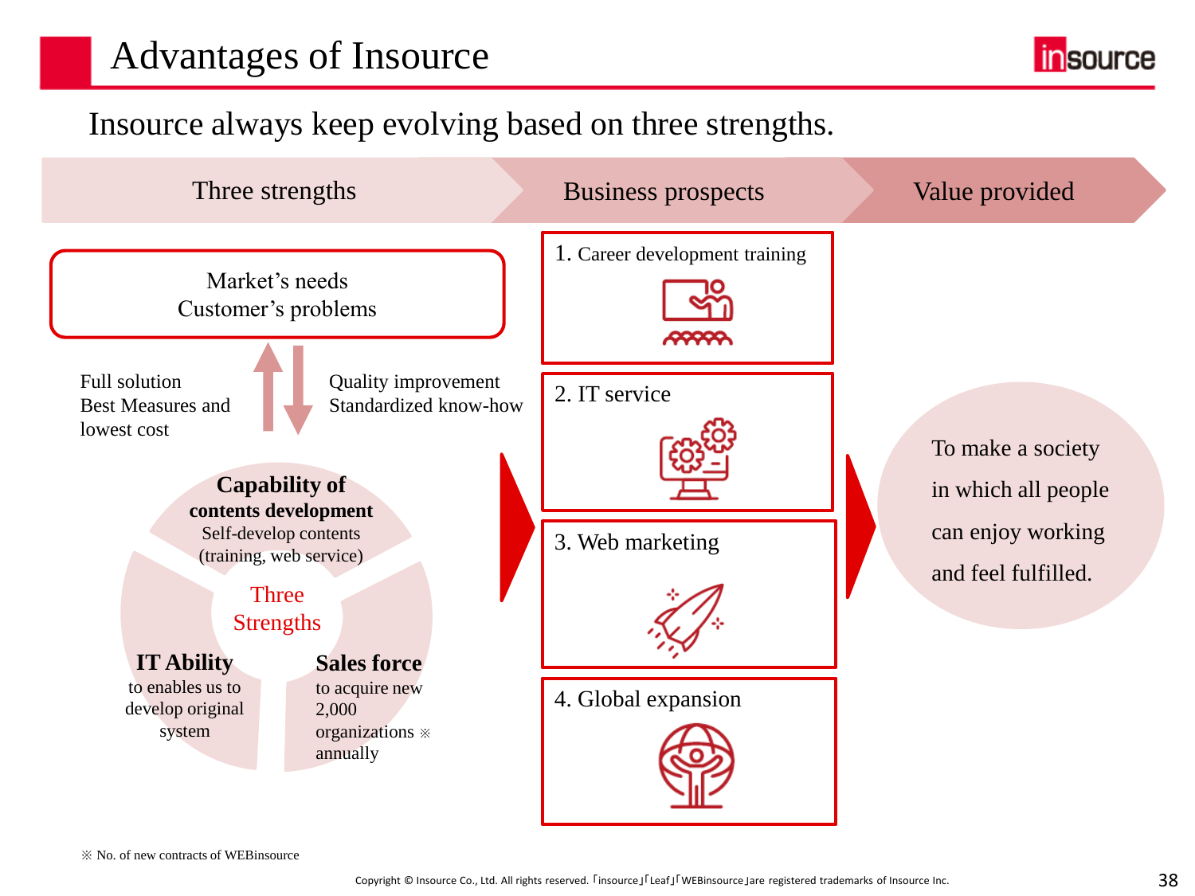# Advantages of Insource

Insource always keep evolving based on three strengths.

**Three strengths** → **Business prospects** → **Value provided**

Market's needs
Customer's problems

Full solution
Best Measures and lowest cost

Quality improvement
Standardized know-how

**Capability of contents development**
Self-develop contents (training, web service)

Three Strengths

**IT Ability**
to enables us to develop original system

**Sales force**
to acquire new 2,000 organizations ※ annually

1. Career development training
2. IT service
3. Web marketing
4. Global expansion

To make a society in which all people can enjoy working and feel fulfilled.

※ No. of new contracts of WEBinsource

Copyright © Insource Co., Ltd. All rights reserved. 「insource」「Leaf」「WEBinsource」are registered trademarks of Insource Inc.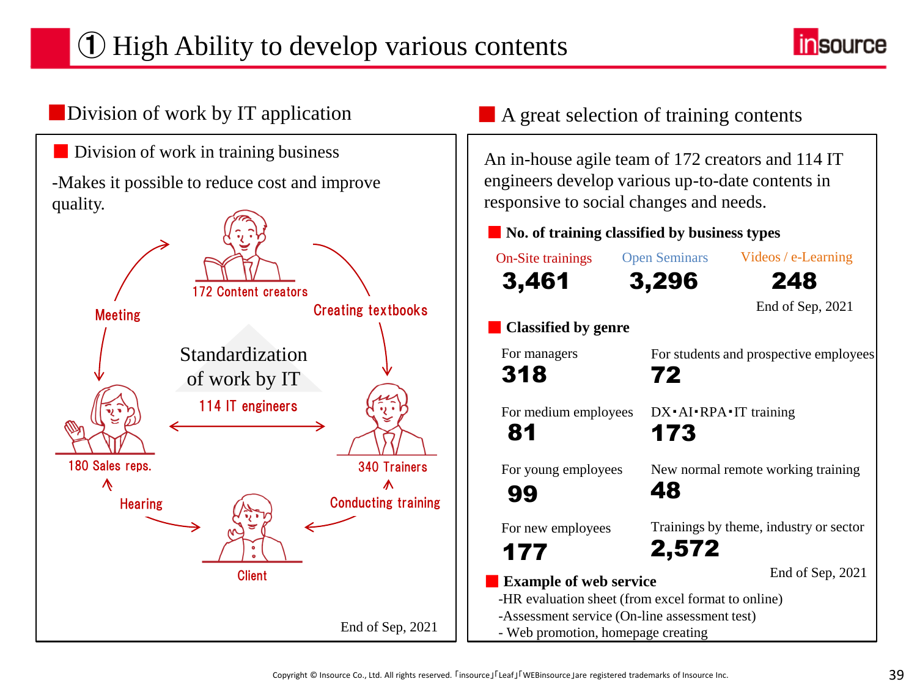# ① High Ability to develop various contents

## Division of work by IT application

### Division of work in training business

-Makes it possible to reduce cost and improve quality.

172 Content creators

Creating textbooks

340 Trainers

Conducting training

Client

Hearing

180 Sales reps.

Meeting

Standardization of work by IT

114 IT engineers

End of Sep, 2021

## A great selection of training contents

An in-house agile team of 172 creators and 114 IT engineers develop various up-to-date contents in responsive to social changes and needs.

### No. of training classified by business types

| On-Site trainings | Open Seminars | Videos / e-Learning |
|---|---|---|
| 3,461 | 3,296 | 248 |

End of Sep, 2021

### Classified by genre

| | |
|---|---|
| For managers<br>**318** | For students and prospective employees<br>**72** |
| For medium employees<br>**81** | DX･AI･RPA･IT training<br>**173** |
| For young employees<br>**99** | New normal remote working training<br>**48** |
| For new employees<br>**177** | Trainings by theme, industry or sector<br>**2,572** |

End of Sep, 2021

### Example of web service

- HR evaluation sheet (from excel format to online)
- Assessment service (On-line assessment test)
- Web promotion, homepage creating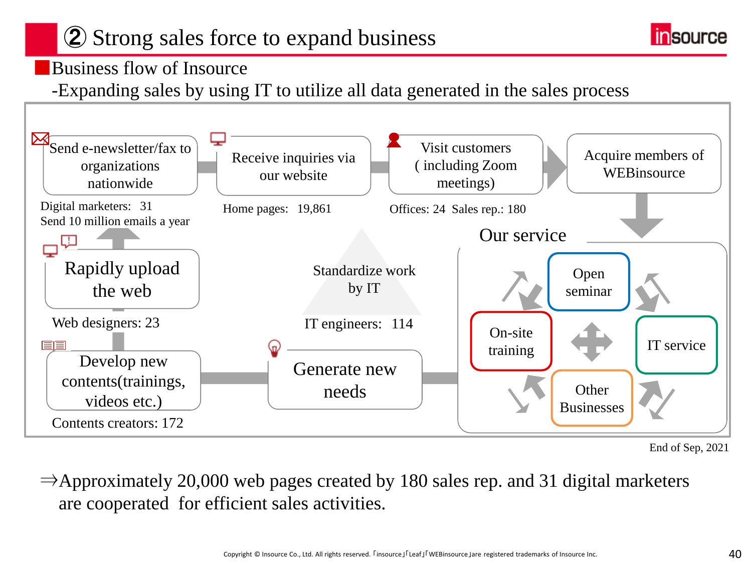# ② Strong sales force to expand business

## Business flow of Insource

-Expanding sales by using IT to utilize all data generated in the sales process

- Send e-newsletter/fax to organizations nationwide
  - Digital marketers: 31
  - Send 10 million emails a year
- Receive inquiries via our website
  - Home pages: 19,861
- Visit customers ( including Zoom meetings)
  - Offices: 24 Sales rep.: 180
- Acquire members of WEBinsource

**Our service**

- Open seminar
- On-site training
- IT service
- Other Businesses

Generate new needs

Develop new contents(trainings, videos etc.)
- Contents creators: 172

Rapidly upload the web
- Web designers: 23

Standardize work by IT
- IT engineers: 114

End of Sep, 2021

⇒Approximately 20,000 web pages created by 180 sales rep. and 31 digital marketers are cooperated for efficient sales activities.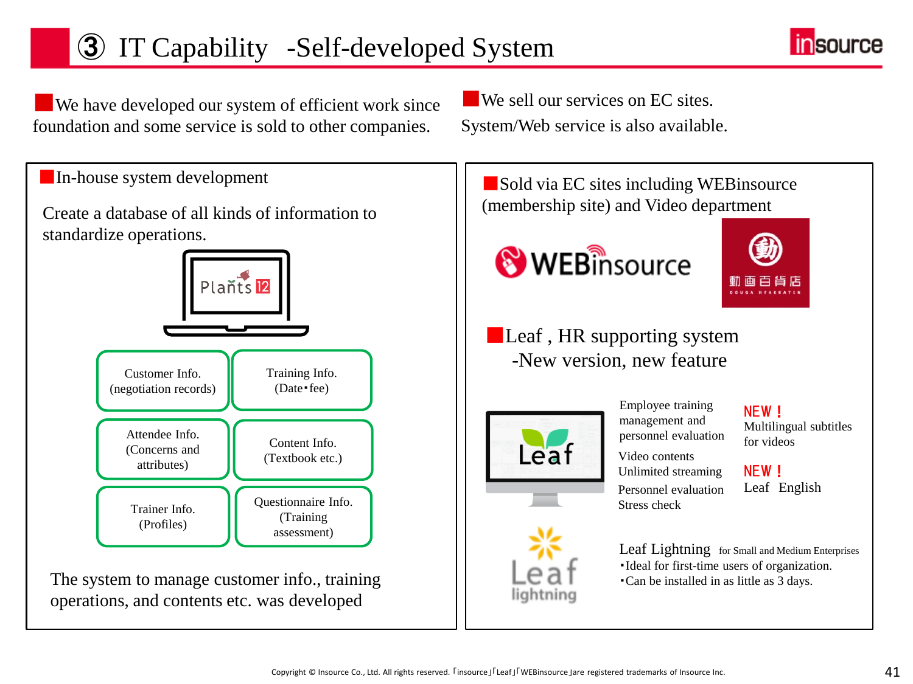# ③ IT Capability -Self-developed System

■We have developed our system of efficient work since foundation and some service is sold to other companies.

■We sell our services on EC sites. System/Web service is also available.

## ■In-house system development

Create a database of all kinds of information to standardize operations.

Plants 12

| Customer Info. (negotiation records) | Training Info. (Date･fee) |
|---|---|
| Attendee Info. (Concerns and attributes) | Content Info. (Textbook etc.) |
| Trainer Info. (Profiles) | Questionnaire Info. (Training assessment) |

The system to manage customer info., training operations, and contents etc. was developed

## ■Sold via EC sites including WEBinsource (membership site) and Video department

WEBinsource

動画百貨店 DOUGA HYAKKATEN

## ■Leaf , HR supporting system -New version, new feature

Leaf

- Employee training management and personnel evaluation
- Video contents Unlimited streaming
- Personnel evaluation
- Stress check

NEW！ Multilingual subtitles for videos

NEW！ Leaf English

Leaf lightning

Leaf Lightning for Small and Medium Enterprises

- ･Ideal for first-time users of organization.
- ･Can be installed in as little as 3 days.

Copyright © Insource Co., Ltd. All rights reserved. 「insource」「Leaf」「WEBinsource」are registered trademarks of Insource Inc.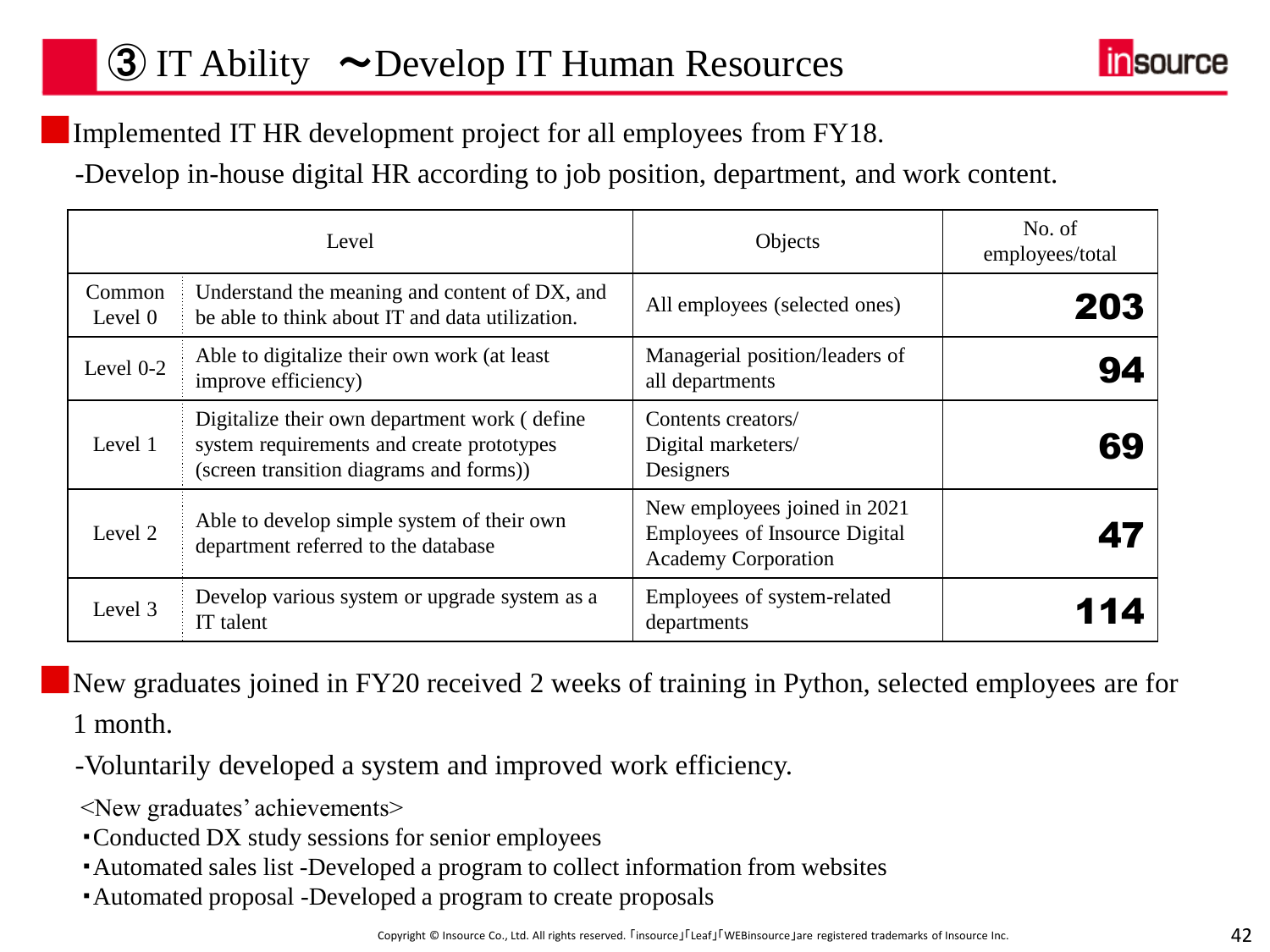# ③ IT Ability 〜Develop IT Human Resources

- Implemented IT HR development project for all employees from FY18.

  -Develop in-house digital HR according to job position, department, and work content.

| Level | | Objects | No. of employees/total |
|---|---|---|---|
| Common Level 0 | Understand the meaning and content of DX, and be able to think about IT and data utilization. | All employees (selected ones) | **203** |
| Level 0-2 | Able to digitalize their own work (at least improve efficiency) | Managerial position/leaders of all departments | **94** |
| Level 1 | Digitalize their own department work ( define system requirements and create prototypes (screen transition diagrams and forms)) | Contents creators/ Digital marketers/ Designers | **69** |
| Level 2 | Able to develop simple system of their own department referred to the database | New employees joined in 2021 Employees of Insource Digital Academy Corporation | **47** |
| Level 3 | Develop various system or upgrade system as a IT talent | Employees of system-related departments | **114** |

- New graduates joined in FY20 received 2 weeks of training in Python, selected employees are for 1 month.

  -Voluntarily developed a system and improved work efficiency.

<New graduates' achievements>

- Conducted DX study sessions for senior employees
- Automated sales list -Developed a program to collect information from websites
- Automated proposal -Developed a program to create proposals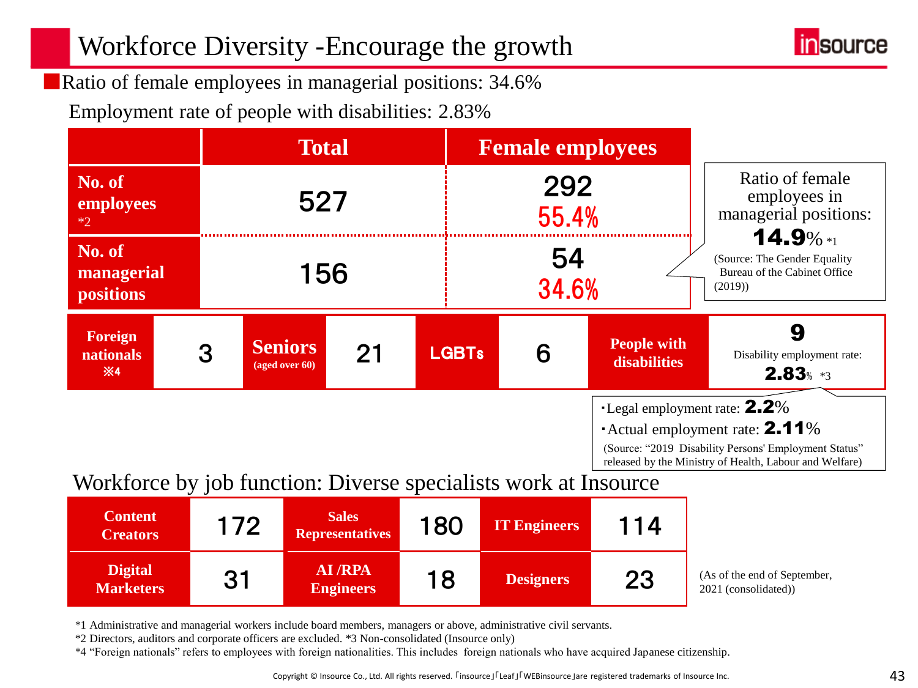# Workforce Diversity -Encourage the growth

■Ratio of female employees in managerial positions: 34.6%

Employment rate of people with disabilities: 2.83%

| | Total | Female employees |
|---|---|---|
| No. of employees *2 | 527 | 292<br>55.4% |
| No. of managerial positions | 156 | 54<br>34.6% |

Ratio of female employees in managerial positions: **14.9**% *1
(Source: The Gender Equality Bureau of the Cabinet Office (2019))

| Foreign nationals ※4 | Seniors (aged over 60) | LGBTs | People with disabilities |
|---|---|---|---|
| 3 | 21 | 6 | 9<br>Disability employment rate: **2.83**% *3 |

・Legal employment rate: **2.2**%
・Actual employment rate: **2.11**%
(Source: "2019 Disability Persons' Employment Status" released by the Ministry of Health, Labour and Welfare)

## Workforce by job function: Diverse specialists work at Insource

| Content Creators | 172 | Sales Representatives | 180 | IT Engineers | 114 |
|---|---|---|---|---|---|
| Digital Marketers | 31 | AI /RPA Engineers | 18 | Designers | 23 |

(As of the end of September, 2021 (consolidated))

*1 Administrative and managerial workers include board members, managers or above, administrative civil servants.
*2 Directors, auditors and corporate officers are excluded. *3 Non-consolidated (Insource only)
*4 "Foreign nationals" refers to employees with foreign nationalities. This includes foreign nationals who have acquired Japanese citizenship.

Copyright © Insource Co., Ltd. All rights reserved. 「insource」「Leaf」「WEBinsource」are registered trademarks of Insource Inc.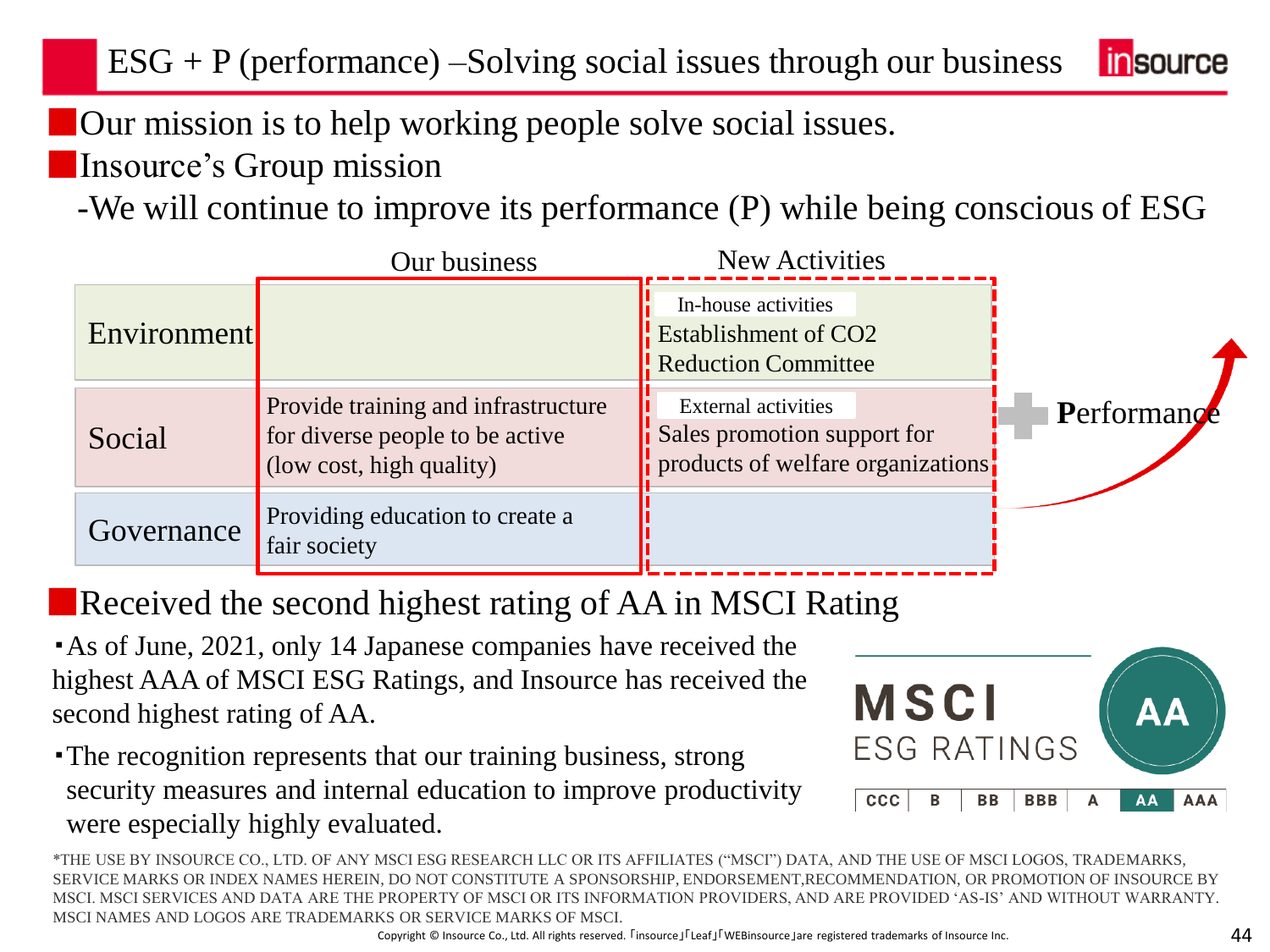# ESG + P (performance) –Solving social issues through our business

- Our mission is to help working people solve social issues.
- Insource's Group mission
  - We will continue to improve its performance (P) while being conscious of ESG

| | Our business | New Activities |
|---|---|---|
| Environment | | In-house activities<br>Establishment of $CO_2$ Reduction Committee |
| Social | Provide training and infrastructure for diverse people to be active (low cost, high quality) | External activities<br>Sales promotion support for products of welfare organizations |
| Governance | Providing education to create a fair society | |

**+ Performance**

## Received the second highest rating of AA in MSCI Rating

- As of June, 2021, only 14 Japanese companies have received the highest AAA of MSCI ESG Ratings, and Insource has received the second highest rating of AA.
- The recognition represents that our training business, strong security measures and internal education to improve productivity were especially highly evaluated.

MSCI ESG RATINGS: AA

| CCC | B | BB | BBB | A | AA | AAA |
|---|---|---|---|---|---|---|

*THE USE BY INSOURCE CO., LTD. OF ANY MSCI ESG RESEARCH LLC OR ITS AFFILIATES ("MSCI") DATA, AND THE USE OF MSCI LOGOS, TRADEMARKS, SERVICE MARKS OR INDEX NAMES HEREIN, DO NOT CONSTITUTE A SPONSORSHIP, ENDORSEMENT,RECOMMENDATION, OR PROMOTION OF INSOURCE BY MSCI. MSCI SERVICES AND DATA ARE THE PROPERTY OF MSCI OR ITS INFORMATION PROVIDERS, AND ARE PROVIDED 'AS-IS' AND WITHOUT WARRANTY. MSCI NAMES AND LOGOS ARE TRADEMARKS OR SERVICE MARKS OF MSCI.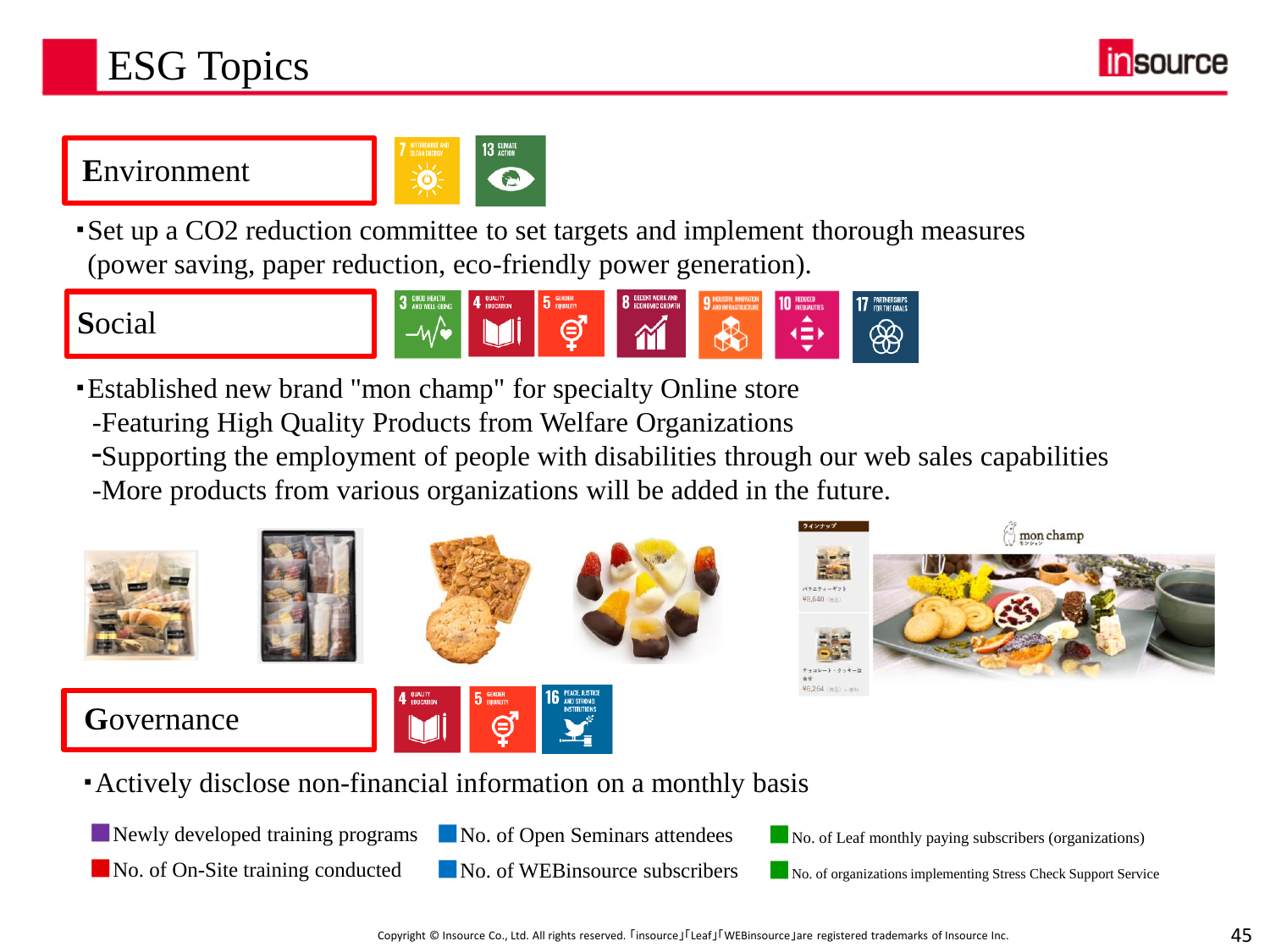# ESG Topics

## Environment

・Set up a $CO_2$ reduction committee to set targets and implement thorough measures (power saving, paper reduction, eco-friendly power generation).

## Social

・Established new brand "mon champ" for specialty Online store
- Featuring High Quality Products from Welfare Organizations
- Supporting the employment of people with disabilities through our web sales capabilities
- More products from various organizations will be added in the future.

## Governance

・Actively disclose non-financial information on a monthly basis

- Newly developed training programs
- No. of On-Site training conducted
- No. of Open Seminars attendees
- No. of WEBinsource subscribers
- No. of Leaf monthly paying subscribers (organizations)
- No. of organizations implementing Stress Check Support Service

Copyright © Insource Co., Ltd. All rights reserved. 「insource」「Leaf」「WEBinsource」are registered trademarks of Insource Inc.